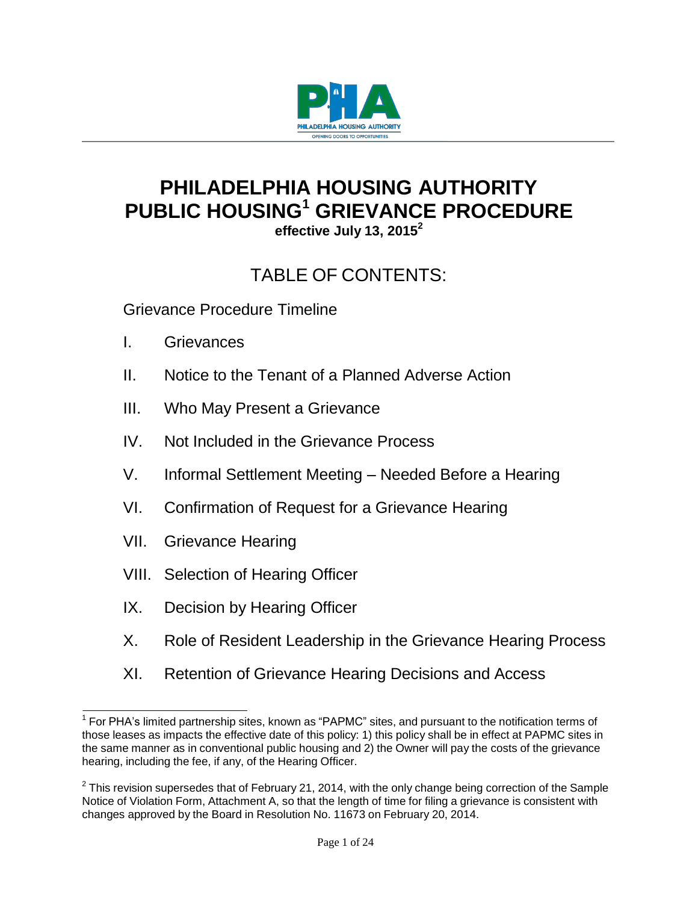# PHILADELPHIA HOUSING AUTHORITY PUBLIC HOUSING[1] GRIEVANCE PROCEDURE

**effective July 13, 2015[2]**

## TABLE OF CONTENTS:

Grievance Procedure Timeline

I. Grievances

II. Notice to the Tenant of a Planned Adverse Action

III. Who May Present a Grievance

IV. Not Included in the Grievance Process

V. Informal Settlement Meeting – Needed Before a Hearing

VI. Confirmation of Request for a Grievance Hearing

VII. Grievance Hearing

VIII. Selection of Hearing Officer

IX. Decision by Hearing Officer

X. Role of Resident Leadership in the Grievance Hearing Process

XI. Retention of Grievance Hearing Decisions and Access

---

[1] For PHA's limited partnership sites, known as "PAPMC" sites, and pursuant to the notification terms of those leases as impacts the effective date of this policy: 1) this policy shall be in effect at PAPMC sites in the same manner as in conventional public housing and 2) the Owner will pay the costs of the grievance hearing, including the fee, if any, of the Hearing Officer.

[2] This revision supersedes that of February 21, 2014, with the only change being correction of the Sample Notice of Violation Form, Attachment A, so that the length of time for filing a grievance is consistent with changes approved by the Board in Resolution No. 11673 on February 20, 2014.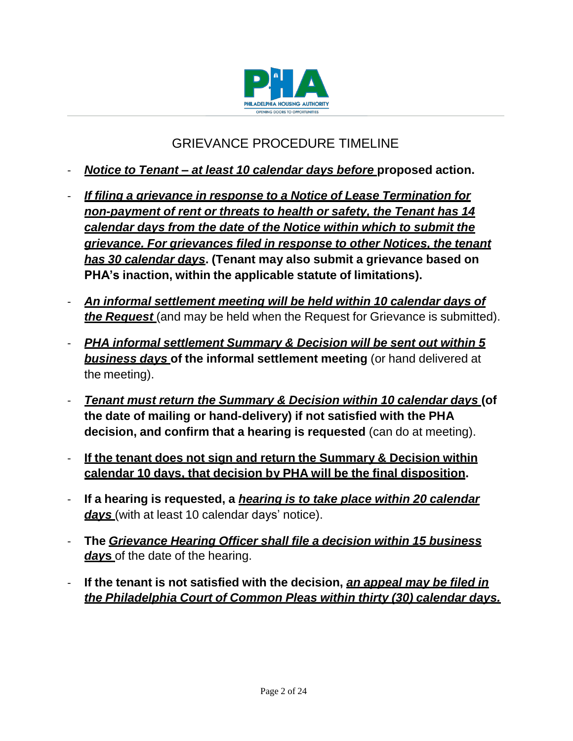# GRIEVANCE PROCEDURE TIMELINE

- ***Notice to Tenant – at least 10 calendar days before*** **proposed action.**
- ***If filing a grievance in response to a Notice of Lease Termination for non-payment of rent or threats to health or safety, the Tenant has 14 calendar days from the date of the Notice within which to submit the grievance. For grievances filed in response to other Notices, the tenant has 30 calendar days*****. (Tenant may also submit a grievance based on PHA's inaction, within the applicable statute of limitations).**
- ***An informal settlement meeting will be held within 10 calendar days of the Request*** (and may be held when the Request for Grievance is submitted).
- ***PHA informal settlement Summary & Decision will be sent out within 5 business days*** **of the informal settlement meeting** (or hand delivered at the meeting).
- ***Tenant must return the Summary & Decision within 10 calendar days*** **(of the date of mailing or hand-delivery) if not satisfied with the PHA decision, and confirm that a hearing is requested** (can do at meeting).
- **If the tenant does not sign and return the Summary & Decision within calendar 10 days, that decision by PHA will be the final disposition.**
- **If a hearing is requested, a *hearing is to take place within 20 calendar days*** (with at least 10 calendar days' notice).
- **The *Grievance Hearing Officer shall file a decision within 15 business days*** of the date of the hearing.
- **If the tenant is not satisfied with the decision, *an appeal may be filed in the Philadelphia Court of Common Pleas within thirty (30) calendar days.***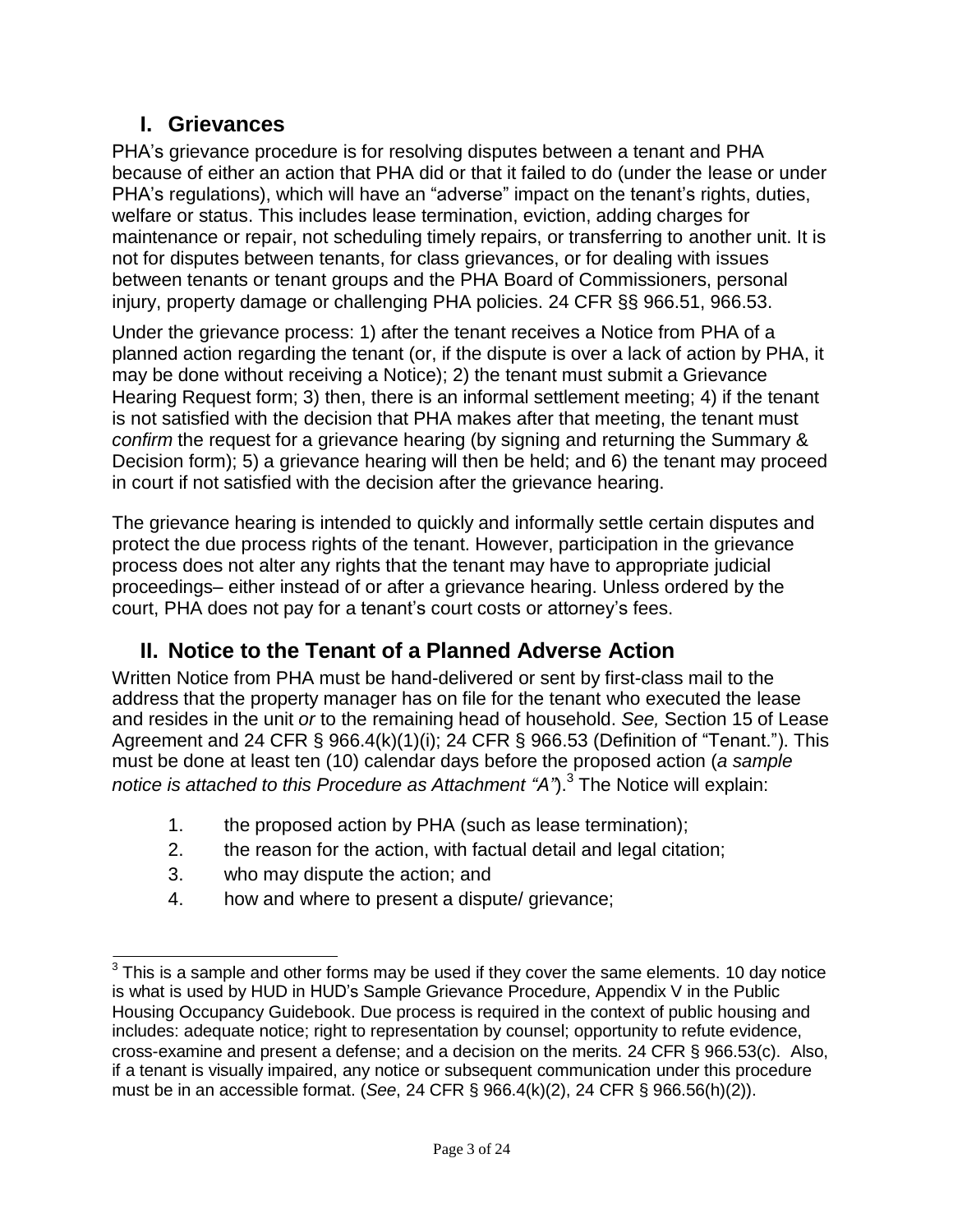## I. Grievances

PHA's grievance procedure is for resolving disputes between a tenant and PHA because of either an action that PHA did or that it failed to do (under the lease or under PHA's regulations), which will have an "adverse" impact on the tenant's rights, duties, welfare or status. This includes lease termination, eviction, adding charges for maintenance or repair, not scheduling timely repairs, or transferring to another unit. It is not for disputes between tenants, for class grievances, or for dealing with issues between tenants or tenant groups and the PHA Board of Commissioners, personal injury, property damage or challenging PHA policies. 24 CFR §§ 966.51, 966.53.

Under the grievance process: 1) after the tenant receives a Notice from PHA of a planned action regarding the tenant (or, if the dispute is over a lack of action by PHA, it may be done without receiving a Notice); 2) the tenant must submit a Grievance Hearing Request form; 3) then, there is an informal settlement meeting; 4) if the tenant is not satisfied with the decision that PHA makes after that meeting, the tenant must *confirm* the request for a grievance hearing (by signing and returning the Summary & Decision form); 5) a grievance hearing will then be held; and 6) the tenant may proceed in court if not satisfied with the decision after the grievance hearing.

The grievance hearing is intended to quickly and informally settle certain disputes and protect the due process rights of the tenant. However, participation in the grievance process does not alter any rights that the tenant may have to appropriate judicial proceedings– either instead of or after a grievance hearing. Unless ordered by the court, PHA does not pay for a tenant's court costs or attorney's fees.

## II. Notice to the Tenant of a Planned Adverse Action

Written Notice from PHA must be hand-delivered or sent by first-class mail to the address that the property manager has on file for the tenant who executed the lease and resides in the unit *or* to the remaining head of household. *See,* Section 15 of Lease Agreement and 24 CFR § 966.4(k)(1)(i); 24 CFR § 966.53 (Definition of "Tenant."). This must be done at least ten (10) calendar days before the proposed action (*a sample notice is attached to this Procedure as Attachment "A"*).[3] The Notice will explain:

1. the proposed action by PHA (such as lease termination);
2. the reason for the action, with factual detail and legal citation;
3. who may dispute the action; and
4. how and where to present a dispute/ grievance;

[3] This is a sample and other forms may be used if they cover the same elements. 10 day notice is what is used by HUD in HUD's Sample Grievance Procedure, Appendix V in the Public Housing Occupancy Guidebook. Due process is required in the context of public housing and includes: adequate notice; right to representation by counsel; opportunity to refute evidence, cross-examine and present a defense; and a decision on the merits. 24 CFR § 966.53(c). Also, if a tenant is visually impaired, any notice or subsequent communication under this procedure must be in an accessible format. (*See*, 24 CFR § 966.4(k)(2), 24 CFR § 966.56(h)(2)).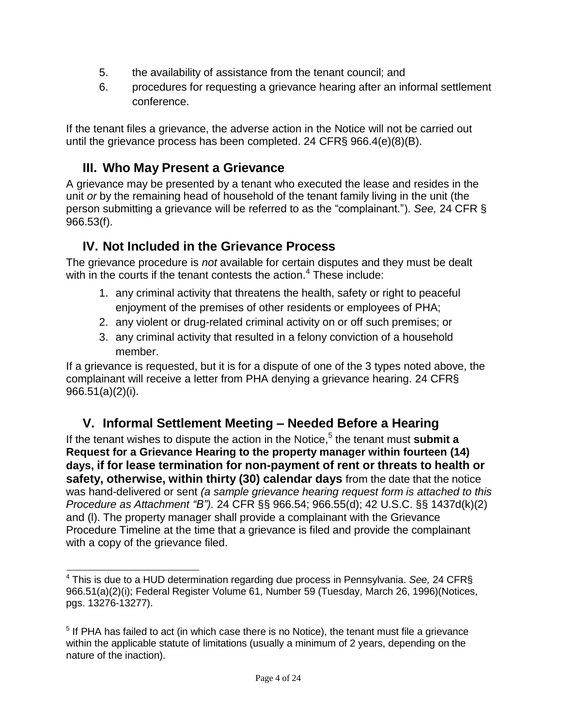5. the availability of assistance from the tenant council; and
6. procedures for requesting a grievance hearing after an informal settlement conference.

If the tenant files a grievance, the adverse action in the Notice will not be carried out until the grievance process has been completed. 24 CFR§ 966.4(e)(8)(B).

## III. Who May Present a Grievance

A grievance may be presented by a tenant who executed the lease and resides in the unit *or* by the remaining head of household of the tenant family living in the unit (the person submitting a grievance will be referred to as the "complainant."). *See,* 24 CFR § 966.53(f).

## IV. Not Included in the Grievance Process

The grievance procedure is *not* available for certain disputes and they must be dealt with in the courts if the tenant contests the action.[4] These include:

1. any criminal activity that threatens the health, safety or right to peaceful enjoyment of the premises of other residents or employees of PHA;
2. any violent or drug-related criminal activity on or off such premises; or
3. any criminal activity that resulted in a felony conviction of a household member.

If a grievance is requested, but it is for a dispute of one of the 3 types noted above, the complainant will receive a letter from PHA denying a grievance hearing. 24 CFR§ 966.51(a)(2)(i).

## V. Informal Settlement Meeting – Needed Before a Hearing

If the tenant wishes to dispute the action in the Notice,[5] the tenant must **submit a Request for a Grievance Hearing to the property manager within fourteen (14) days, if for lease termination for non-payment of rent or threats to health or safety, otherwise, within thirty (30) calendar days** from the date that the notice was hand-delivered or sent *(a sample grievance hearing request form is attached to this Procedure as Attachment "B").* 24 CFR §§ 966.54; 966.55(d); 42 U.S.C. §§ 1437d(k)(2) and (l). The property manager shall provide a complainant with the Grievance Procedure Timeline at the time that a grievance is filed and provide the complainant with a copy of the grievance filed.

---

[4] This is due to a HUD determination regarding due process in Pennsylvania. *See,* 24 CFR§ 966.51(a)(2)(i); Federal Register Volume 61, Number 59 (Tuesday, March 26, 1996)(Notices, pgs. 13276-13277).

[5] If PHA has failed to act (in which case there is no Notice), the tenant must file a grievance within the applicable statute of limitations (usually a minimum of 2 years, depending on the nature of the inaction).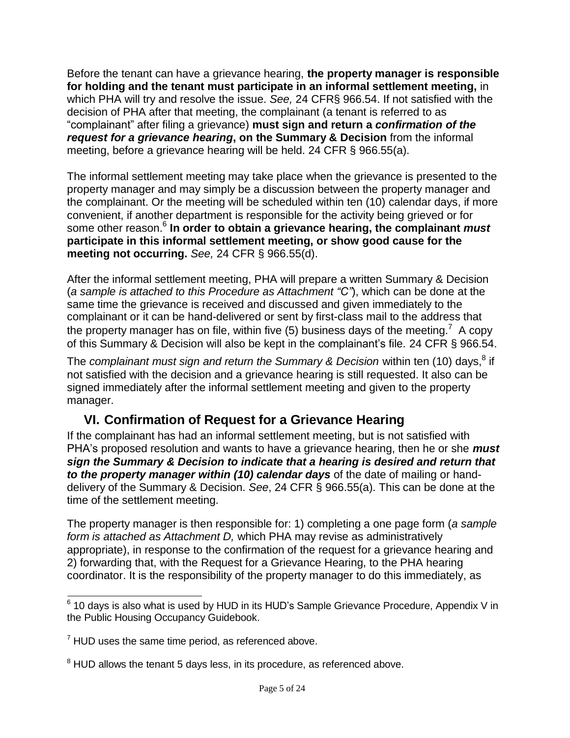Before the tenant can have a grievance hearing, **the property manager is responsible for holding and the tenant must participate in an informal settlement meeting,** in which PHA will try and resolve the issue. *See,* 24 CFR§ 966.54. If not satisfied with the decision of PHA after that meeting, the complainant (a tenant is referred to as "complainant" after filing a grievance) **must sign and return a *confirmation of the request for a grievance hearing*, on the Summary & Decision** from the informal meeting, before a grievance hearing will be held. 24 CFR § 966.55(a).

The informal settlement meeting may take place when the grievance is presented to the property manager and may simply be a discussion between the property manager and the complainant. Or the meeting will be scheduled within ten (10) calendar days, if more convenient, if another department is responsible for the activity being grieved or for some other reason.[6] **In order to obtain a grievance hearing, the complainant *must* participate in this informal settlement meeting, or show good cause for the meeting not occurring.** *See,* 24 CFR § 966.55(d).

After the informal settlement meeting, PHA will prepare a written Summary & Decision (*a sample is attached to this Procedure as Attachment "C"*), which can be done at the same time the grievance is received and discussed and given immediately to the complainant or it can be hand-delivered or sent by first-class mail to the address that the property manager has on file, within five (5) business days of the meeting.[7] A copy of this Summary & Decision will also be kept in the complainant's file. 24 CFR § 966.54.

The *complainant must sign and return the Summary & Decision* within ten (10) days,[8] if not satisfied with the decision and a grievance hearing is still requested. It also can be signed immediately after the informal settlement meeting and given to the property manager.

## VI. Confirmation of Request for a Grievance Hearing

If the complainant has had an informal settlement meeting, but is not satisfied with PHA's proposed resolution and wants to have a grievance hearing, then he or she ***must sign the Summary & Decision to indicate that a hearing is desired and return that to the property manager within (10) calendar days*** of the date of mailing or hand-delivery of the Summary & Decision. *See*, 24 CFR § 966.55(a). This can be done at the time of the settlement meeting.

The property manager is then responsible for: 1) completing a one page form (*a sample form is attached as Attachment D,* which PHA may revise as administratively appropriate), in response to the confirmation of the request for a grievance hearing and 2) forwarding that, with the Request for a Grievance Hearing, to the PHA hearing coordinator. It is the responsibility of the property manager to do this immediately, as

---

[6] 10 days is also what is used by HUD in its HUD's Sample Grievance Procedure, Appendix V in the Public Housing Occupancy Guidebook.

[7] HUD uses the same time period, as referenced above.

[8] HUD allows the tenant 5 days less, in its procedure, as referenced above.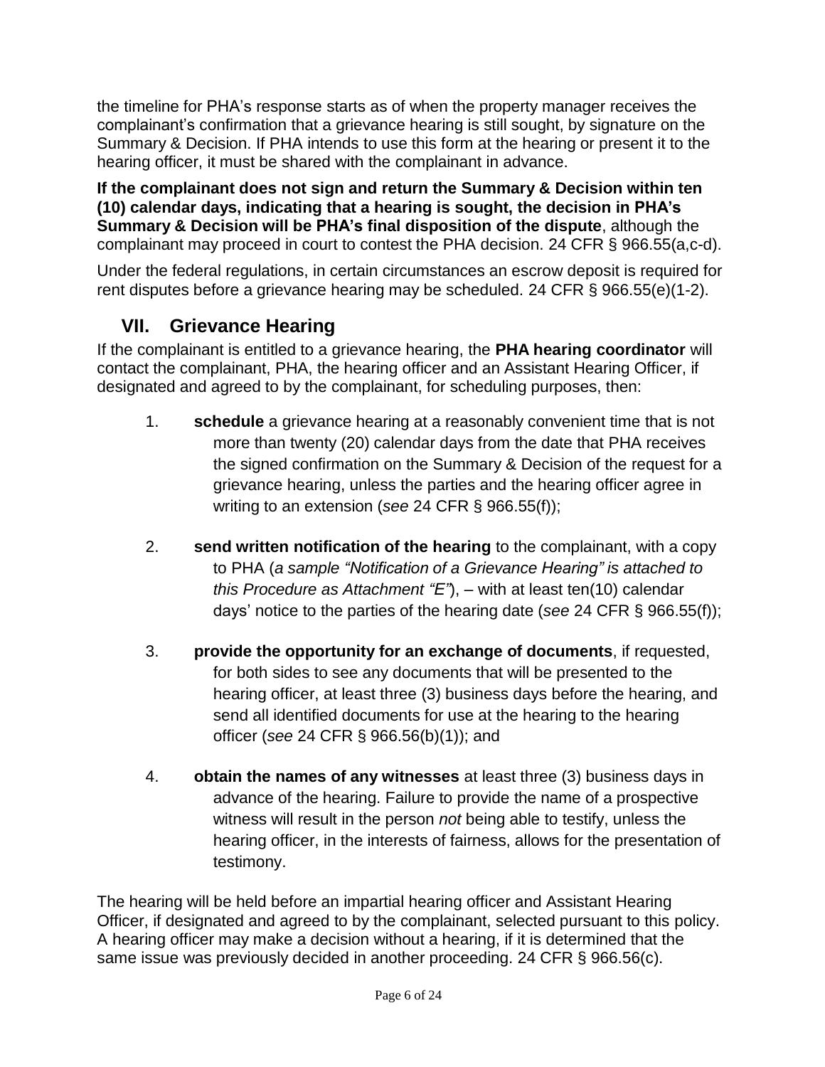the timeline for PHA's response starts as of when the property manager receives the complainant's confirmation that a grievance hearing is still sought, by signature on the Summary & Decision. If PHA intends to use this form at the hearing or present it to the hearing officer, it must be shared with the complainant in advance.

**If the complainant does not sign and return the Summary & Decision within ten (10) calendar days, indicating that a hearing is sought, the decision in PHA's Summary & Decision will be PHA's final disposition of the dispute**, although the complainant may proceed in court to contest the PHA decision. 24 CFR § 966.55(a,c-d).

Under the federal regulations, in certain circumstances an escrow deposit is required for rent disputes before a grievance hearing may be scheduled. 24 CFR § 966.55(e)(1-2).

## VII. Grievance Hearing

If the complainant is entitled to a grievance hearing, the **PHA hearing coordinator** will contact the complainant, PHA, the hearing officer and an Assistant Hearing Officer, if designated and agreed to by the complainant, for scheduling purposes, then:

1. **schedule** a grievance hearing at a reasonably convenient time that is not more than twenty (20) calendar days from the date that PHA receives the signed confirmation on the Summary & Decision of the request for a grievance hearing, unless the parties and the hearing officer agree in writing to an extension (*see* 24 CFR § 966.55(f));

2. **send written notification of the hearing** to the complainant, with a copy to PHA (*a sample "Notification of a Grievance Hearing" is attached to this Procedure as Attachment "E"*), – with at least ten(10) calendar days' notice to the parties of the hearing date (*see* 24 CFR § 966.55(f));

3. **provide the opportunity for an exchange of documents**, if requested, for both sides to see any documents that will be presented to the hearing officer, at least three (3) business days before the hearing, and send all identified documents for use at the hearing to the hearing officer (*see* 24 CFR § 966.56(b)(1)); and

4. **obtain the names of any witnesses** at least three (3) business days in advance of the hearing. Failure to provide the name of a prospective witness will result in the person *not* being able to testify, unless the hearing officer, in the interests of fairness, allows for the presentation of testimony.

The hearing will be held before an impartial hearing officer and Assistant Hearing Officer, if designated and agreed to by the complainant, selected pursuant to this policy. A hearing officer may make a decision without a hearing, if it is determined that the same issue was previously decided in another proceeding. 24 CFR § 966.56(c).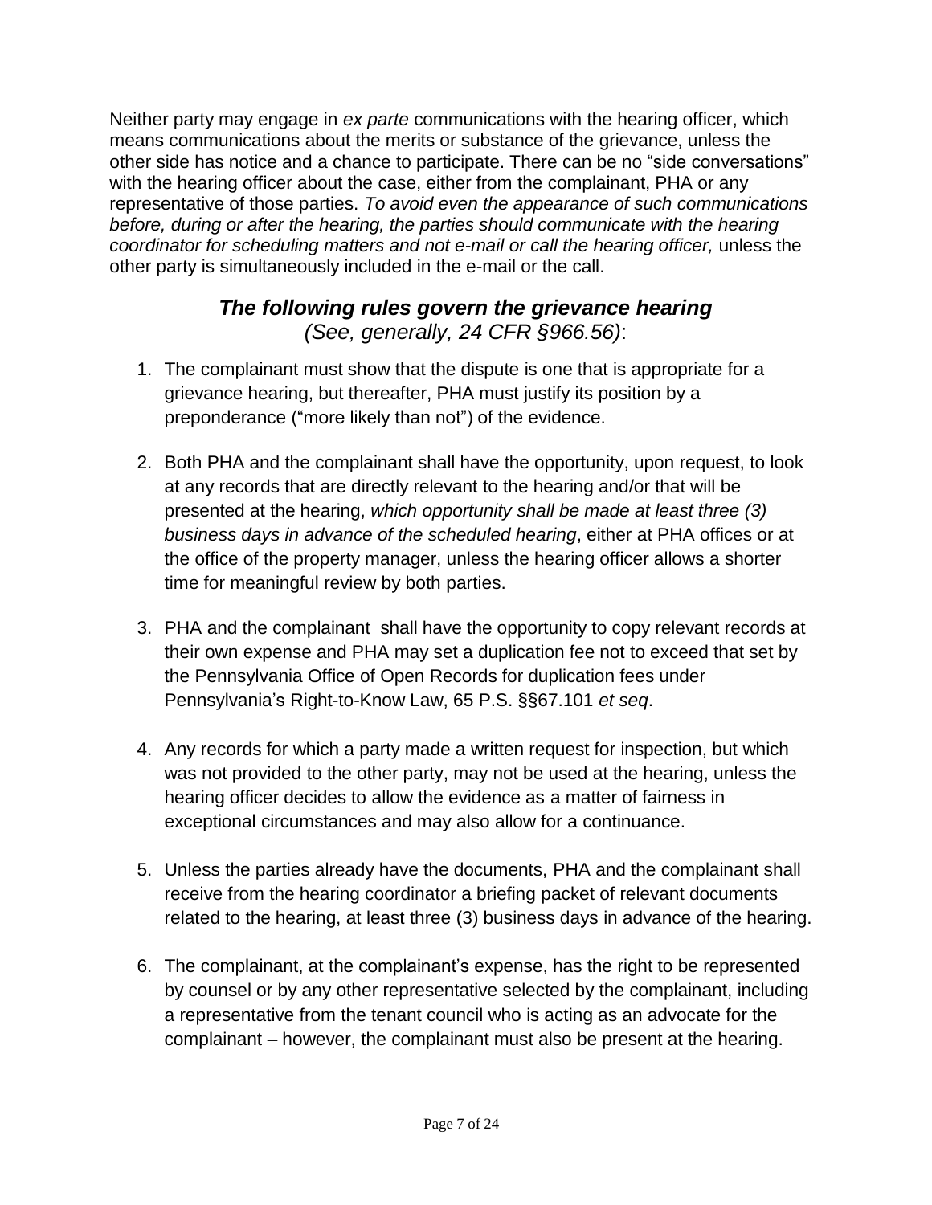Neither party may engage in *ex parte* communications with the hearing officer, which means communications about the merits or substance of the grievance, unless the other side has notice and a chance to participate. There can be no "side conversations" with the hearing officer about the case, either from the complainant, PHA or any representative of those parties. *To avoid even the appearance of such communications before, during or after the hearing, the parties should communicate with the hearing coordinator for scheduling matters and not e-mail or call the hearing officer,* unless the other party is simultaneously included in the e-mail or the call.

### ***The following rules govern the grievance hearing*** *(See, generally, 24 CFR §966.56)*:

1. The complainant must show that the dispute is one that is appropriate for a grievance hearing, but thereafter, PHA must justify its position by a preponderance ("more likely than not") of the evidence.

2. Both PHA and the complainant shall have the opportunity, upon request, to look at any records that are directly relevant to the hearing and/or that will be presented at the hearing, *which opportunity shall be made at least three (3) business days in advance of the scheduled hearing*, either at PHA offices or at the office of the property manager, unless the hearing officer allows a shorter time for meaningful review by both parties.

3. PHA and the complainant shall have the opportunity to copy relevant records at their own expense and PHA may set a duplication fee not to exceed that set by the Pennsylvania Office of Open Records for duplication fees under Pennsylvania's Right-to-Know Law, 65 P.S. §§67.101 *et seq*.

4. Any records for which a party made a written request for inspection, but which was not provided to the other party, may not be used at the hearing, unless the hearing officer decides to allow the evidence as a matter of fairness in exceptional circumstances and may also allow for a continuance.

5. Unless the parties already have the documents, PHA and the complainant shall receive from the hearing coordinator a briefing packet of relevant documents related to the hearing, at least three (3) business days in advance of the hearing.

6. The complainant, at the complainant's expense, has the right to be represented by counsel or by any other representative selected by the complainant, including a representative from the tenant council who is acting as an advocate for the complainant – however, the complainant must also be present at the hearing.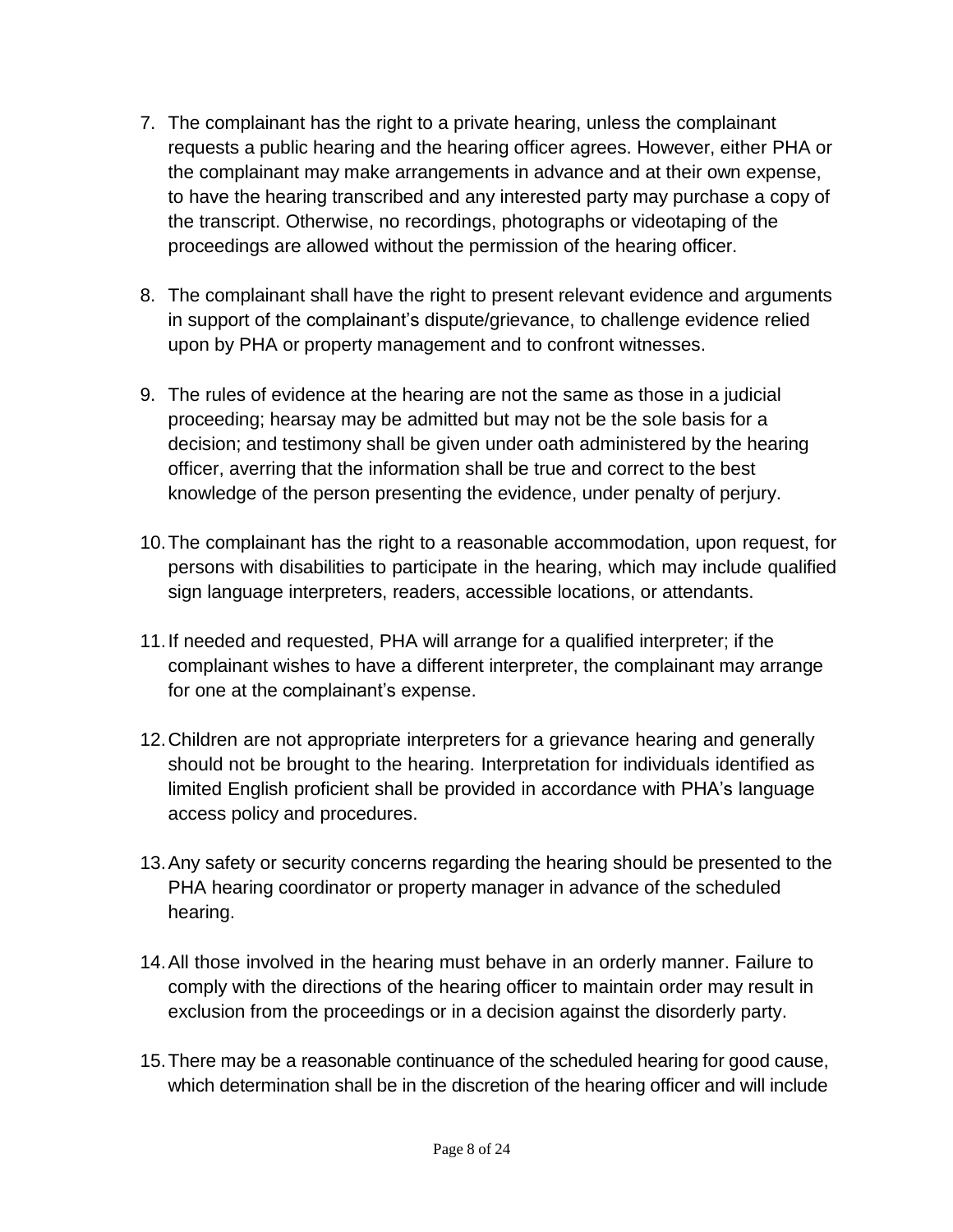7. The complainant has the right to a private hearing, unless the complainant requests a public hearing and the hearing officer agrees. However, either PHA or the complainant may make arrangements in advance and at their own expense, to have the hearing transcribed and any interested party may purchase a copy of the transcript. Otherwise, no recordings, photographs or videotaping of the proceedings are allowed without the permission of the hearing officer.

8. The complainant shall have the right to present relevant evidence and arguments in support of the complainant's dispute/grievance, to challenge evidence relied upon by PHA or property management and to confront witnesses.

9. The rules of evidence at the hearing are not the same as those in a judicial proceeding; hearsay may be admitted but may not be the sole basis for a decision; and testimony shall be given under oath administered by the hearing officer, averring that the information shall be true and correct to the best knowledge of the person presenting the evidence, under penalty of perjury.

10. The complainant has the right to a reasonable accommodation, upon request, for persons with disabilities to participate in the hearing, which may include qualified sign language interpreters, readers, accessible locations, or attendants.

11. If needed and requested, PHA will arrange for a qualified interpreter; if the complainant wishes to have a different interpreter, the complainant may arrange for one at the complainant's expense.

12. Children are not appropriate interpreters for a grievance hearing and generally should not be brought to the hearing. Interpretation for individuals identified as limited English proficient shall be provided in accordance with PHA's language access policy and procedures.

13. Any safety or security concerns regarding the hearing should be presented to the PHA hearing coordinator or property manager in advance of the scheduled hearing.

14. All those involved in the hearing must behave in an orderly manner. Failure to comply with the directions of the hearing officer to maintain order may result in exclusion from the proceedings or in a decision against the disorderly party.

15. There may be a reasonable continuance of the scheduled hearing for good cause, which determination shall be in the discretion of the hearing officer and will include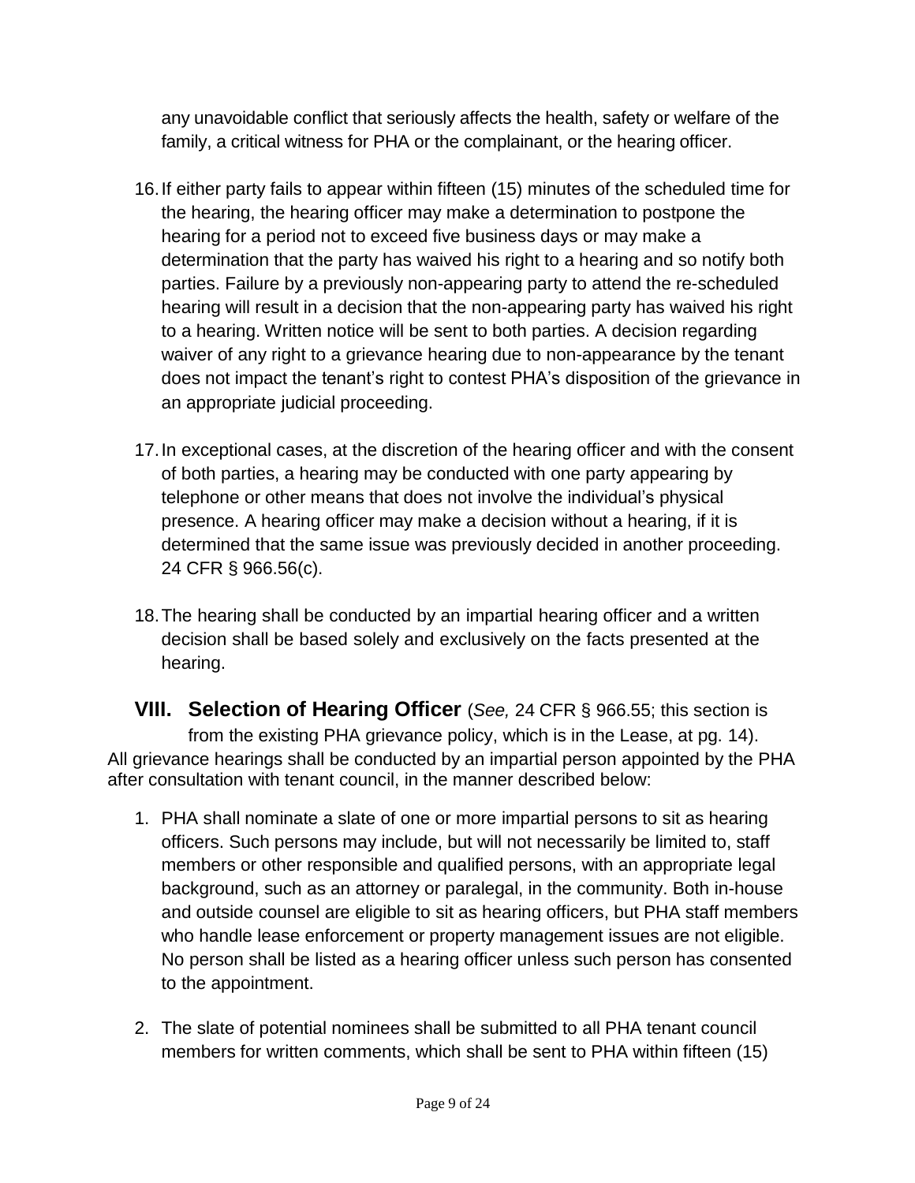any unavoidable conflict that seriously affects the health, safety or welfare of the family, a critical witness for PHA or the complainant, or the hearing officer.

16. If either party fails to appear within fifteen (15) minutes of the scheduled time for the hearing, the hearing officer may make a determination to postpone the hearing for a period not to exceed five business days or may make a determination that the party has waived his right to a hearing and so notify both parties. Failure by a previously non-appearing party to attend the re-scheduled hearing will result in a decision that the non-appearing party has waived his right to a hearing. Written notice will be sent to both parties. A decision regarding waiver of any right to a grievance hearing due to non-appearance by the tenant does not impact the tenant's right to contest PHA's disposition of the grievance in an appropriate judicial proceeding.

17. In exceptional cases, at the discretion of the hearing officer and with the consent of both parties, a hearing may be conducted with one party appearing by telephone or other means that does not involve the individual's physical presence. A hearing officer may make a decision without a hearing, if it is determined that the same issue was previously decided in another proceeding. 24 CFR § 966.56(c).

18. The hearing shall be conducted by an impartial hearing officer and a written decision shall be based solely and exclusively on the facts presented at the hearing.

## VIII. Selection of Hearing Officer (*See,* 24 CFR § 966.55; this section is from the existing PHA grievance policy, which is in the Lease, at pg. 14).

All grievance hearings shall be conducted by an impartial person appointed by the PHA after consultation with tenant council, in the manner described below:

1. PHA shall nominate a slate of one or more impartial persons to sit as hearing officers. Such persons may include, but will not necessarily be limited to, staff members or other responsible and qualified persons, with an appropriate legal background, such as an attorney or paralegal, in the community. Both in-house and outside counsel are eligible to sit as hearing officers, but PHA staff members who handle lease enforcement or property management issues are not eligible. No person shall be listed as a hearing officer unless such person has consented to the appointment.

2. The slate of potential nominees shall be submitted to all PHA tenant council members for written comments, which shall be sent to PHA within fifteen (15)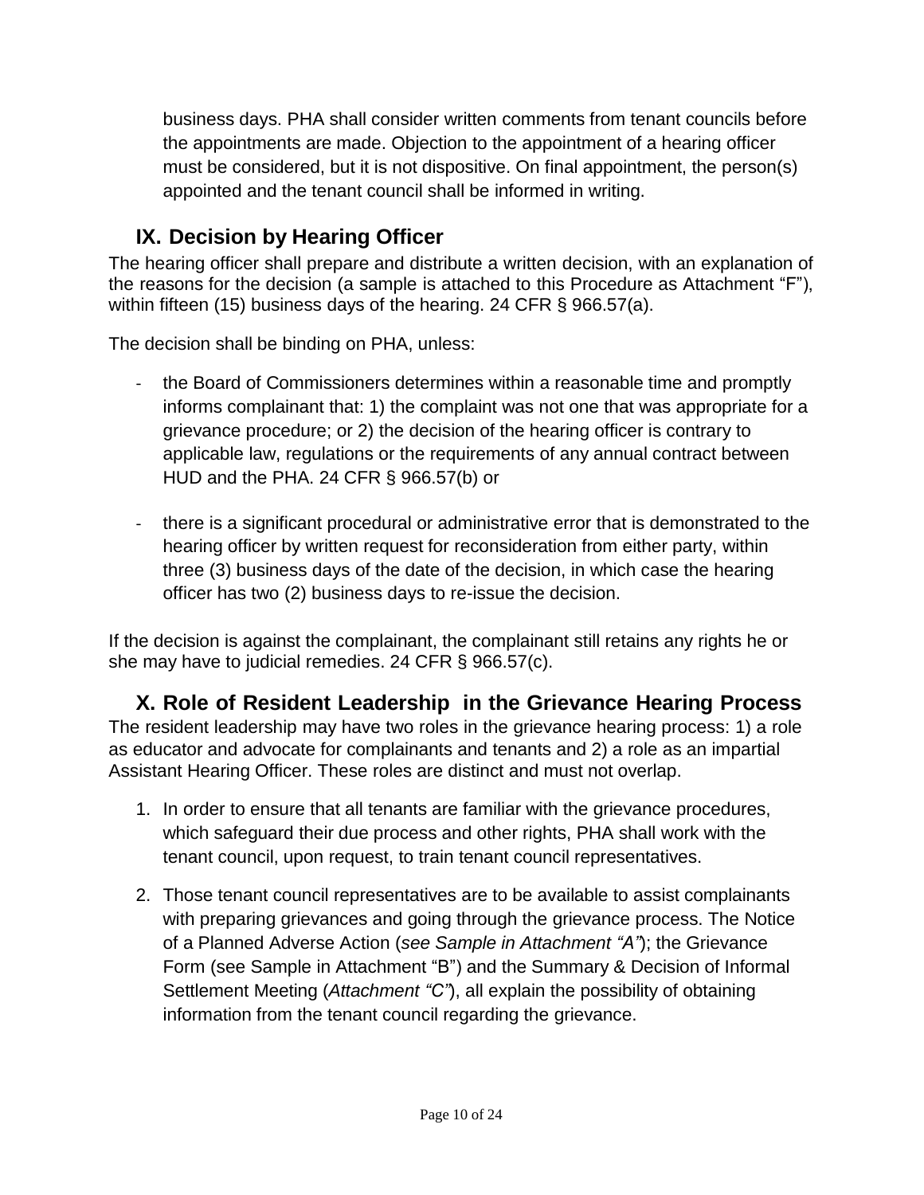business days. PHA shall consider written comments from tenant councils before the appointments are made. Objection to the appointment of a hearing officer must be considered, but it is not dispositive. On final appointment, the person(s) appointed and the tenant council shall be informed in writing.

## IX. Decision by Hearing Officer

The hearing officer shall prepare and distribute a written decision, with an explanation of the reasons for the decision (a sample is attached to this Procedure as Attachment "F"), within fifteen (15) business days of the hearing. 24 CFR § 966.57(a).

The decision shall be binding on PHA, unless:

- the Board of Commissioners determines within a reasonable time and promptly informs complainant that: 1) the complaint was not one that was appropriate for a grievance procedure; or 2) the decision of the hearing officer is contrary to applicable law, regulations or the requirements of any annual contract between HUD and the PHA. 24 CFR § 966.57(b) or

- there is a significant procedural or administrative error that is demonstrated to the hearing officer by written request for reconsideration from either party, within three (3) business days of the date of the decision, in which case the hearing officer has two (2) business days to re-issue the decision.

If the decision is against the complainant, the complainant still retains any rights he or she may have to judicial remedies. 24 CFR § 966.57(c).

## X. Role of Resident Leadership in the Grievance Hearing Process

The resident leadership may have two roles in the grievance hearing process: 1) a role as educator and advocate for complainants and tenants and 2) a role as an impartial Assistant Hearing Officer. These roles are distinct and must not overlap.

1. In order to ensure that all tenants are familiar with the grievance procedures, which safeguard their due process and other rights, PHA shall work with the tenant council, upon request, to train tenant council representatives.

2. Those tenant council representatives are to be available to assist complainants with preparing grievances and going through the grievance process. The Notice of a Planned Adverse Action (*see Sample in Attachment "A"*); the Grievance Form (see Sample in Attachment "B") and the Summary & Decision of Informal Settlement Meeting (*Attachment "C"*), all explain the possibility of obtaining information from the tenant council regarding the grievance.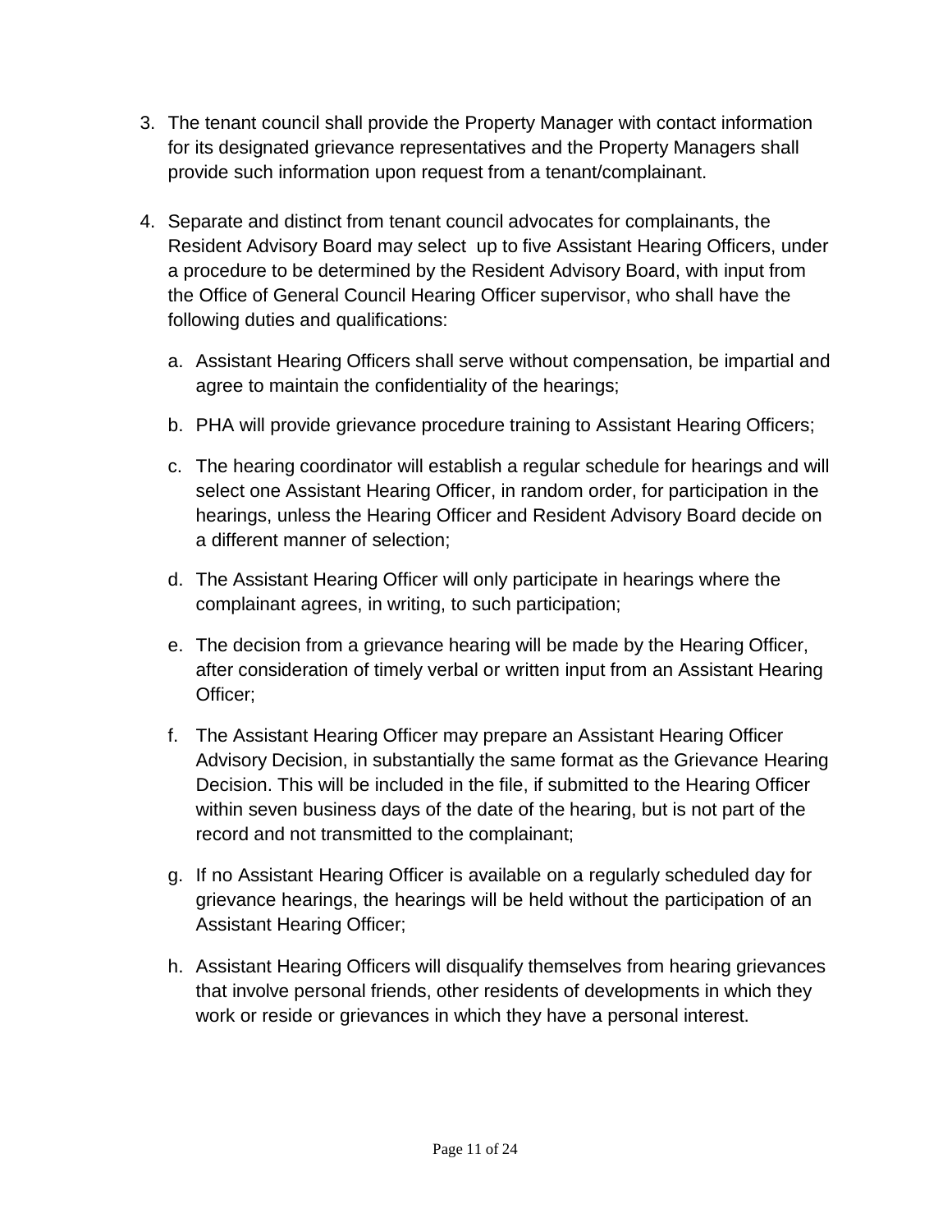3. The tenant council shall provide the Property Manager with contact information for its designated grievance representatives and the Property Managers shall provide such information upon request from a tenant/complainant.

4. Separate and distinct from tenant council advocates for complainants, the Resident Advisory Board may select up to five Assistant Hearing Officers, under a procedure to be determined by the Resident Advisory Board, with input from the Office of General Council Hearing Officer supervisor, who shall have the following duties and qualifications:

   a. Assistant Hearing Officers shall serve without compensation, be impartial and agree to maintain the confidentiality of the hearings;

   b. PHA will provide grievance procedure training to Assistant Hearing Officers;

   c. The hearing coordinator will establish a regular schedule for hearings and will select one Assistant Hearing Officer, in random order, for participation in the hearings, unless the Hearing Officer and Resident Advisory Board decide on a different manner of selection;

   d. The Assistant Hearing Officer will only participate in hearings where the complainant agrees, in writing, to such participation;

   e. The decision from a grievance hearing will be made by the Hearing Officer, after consideration of timely verbal or written input from an Assistant Hearing Officer;

   f. The Assistant Hearing Officer may prepare an Assistant Hearing Officer Advisory Decision, in substantially the same format as the Grievance Hearing Decision. This will be included in the file, if submitted to the Hearing Officer within seven business days of the date of the hearing, but is not part of the record and not transmitted to the complainant;

   g. If no Assistant Hearing Officer is available on a regularly scheduled day for grievance hearings, the hearings will be held without the participation of an Assistant Hearing Officer;

   h. Assistant Hearing Officers will disqualify themselves from hearing grievances that involve personal friends, other residents of developments in which they work or reside or grievances in which they have a personal interest.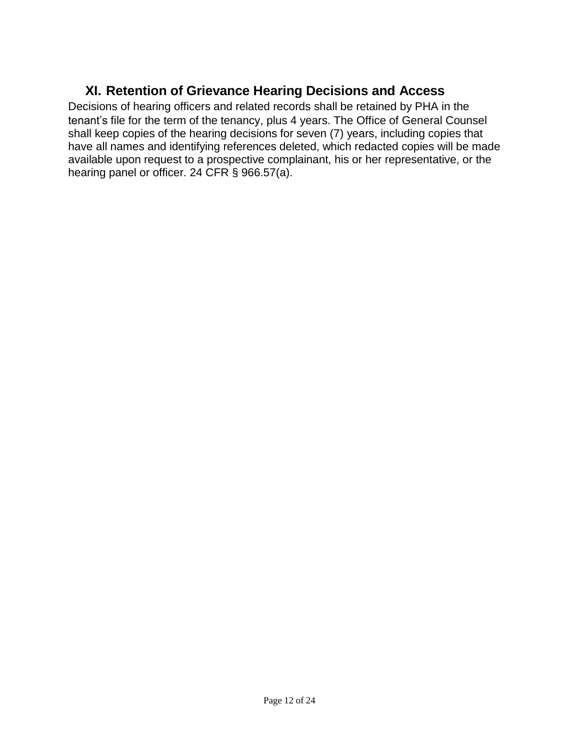## XI. Retention of Grievance Hearing Decisions and Access

Decisions of hearing officers and related records shall be retained by PHA in the tenant's file for the term of the tenancy, plus 4 years. The Office of General Counsel shall keep copies of the hearing decisions for seven (7) years, including copies that have all names and identifying references deleted, which redacted copies will be made available upon request to a prospective complainant, his or her representative, or the hearing panel or officer. 24 CFR § 966.57(a).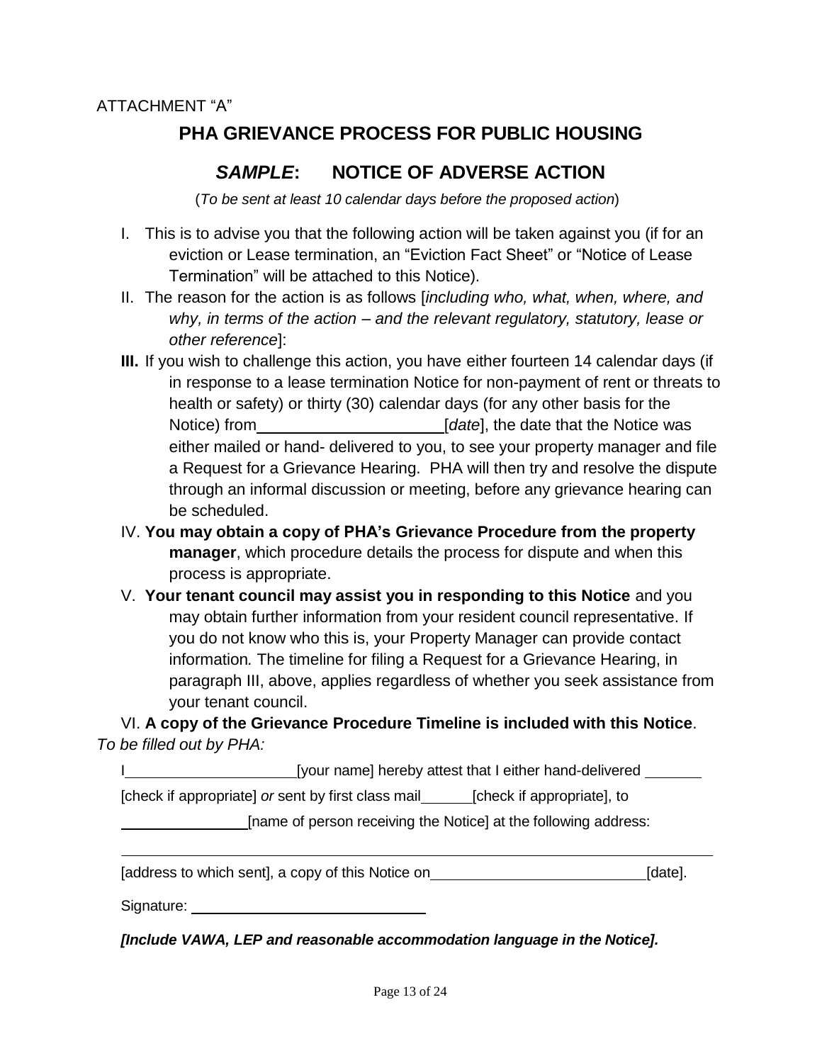ATTACHMENT "A"

# PHA GRIEVANCE PROCESS FOR PUBLIC HOUSING

## *SAMPLE*: NOTICE OF ADVERSE ACTION

(*To be sent at least 10 calendar days before the proposed action*)

I. This is to advise you that the following action will be taken against you (if for an eviction or Lease termination, an "Eviction Fact Sheet" or "Notice of Lease Termination" will be attached to this Notice).

II. The reason for the action is as follows [*including who, what, when, where, and why, in terms of the action – and the relevant regulatory, statutory, lease or other reference*]:

**III.** If you wish to challenge this action, you have either fourteen 14 calendar days (if in response to a lease termination Notice for non-payment of rent or threats to health or safety) or thirty (30) calendar days (for any other basis for the Notice) from \_\_\_\_\_\_\_\_\_\_\_\_\_\_\_\_\_\_\_\_ [*date*], the date that the Notice was either mailed or hand- delivered to you, to see your property manager and file a Request for a Grievance Hearing. PHA will then try and resolve the dispute through an informal discussion or meeting, before any grievance hearing can be scheduled.

IV. **You may obtain a copy of PHA's Grievance Procedure from the property manager**, which procedure details the process for dispute and when this process is appropriate.

V. **Your tenant council may assist you in responding to this Notice** and you may obtain further information from your resident council representative. If you do not know who this is, your Property Manager can provide contact information*.* The timeline for filing a Request for a Grievance Hearing, in paragraph III, above, applies regardless of whether you seek assistance from your tenant council.

VI. **A copy of the Grievance Procedure Timeline is included with this Notice**.

*To be filled out by PHA:*

I \_\_\_\_\_\_\_\_\_\_\_\_\_\_\_\_\_\_\_\_ [your name] hereby attest that I either hand-delivered \_\_\_\_\_\_\_ [check if appropriate] *or* sent by first class mail \_\_\_\_\_\_ [check if appropriate], to \_\_\_\_\_\_\_\_\_\_\_\_\_\_\_ [name of person receiving the Notice] at the following address:

\_\_\_\_\_\_\_\_\_\_\_\_\_\_\_\_\_\_\_\_\_\_\_\_\_\_\_\_\_\_\_\_\_\_\_\_\_\_\_\_\_\_\_\_\_\_\_\_\_\_\_\_\_\_\_\_\_\_\_\_

[address to which sent], a copy of this Notice on \_\_\_\_\_\_\_\_\_\_\_\_\_\_\_\_\_\_\_\_\_\_\_\_\_ [date].

Signature: \_\_\_\_\_\_\_\_\_\_\_\_\_\_\_\_\_\_\_\_\_\_\_\_\_\_\_\_

***[Include VAWA, LEP and reasonable accommodation language in the Notice].***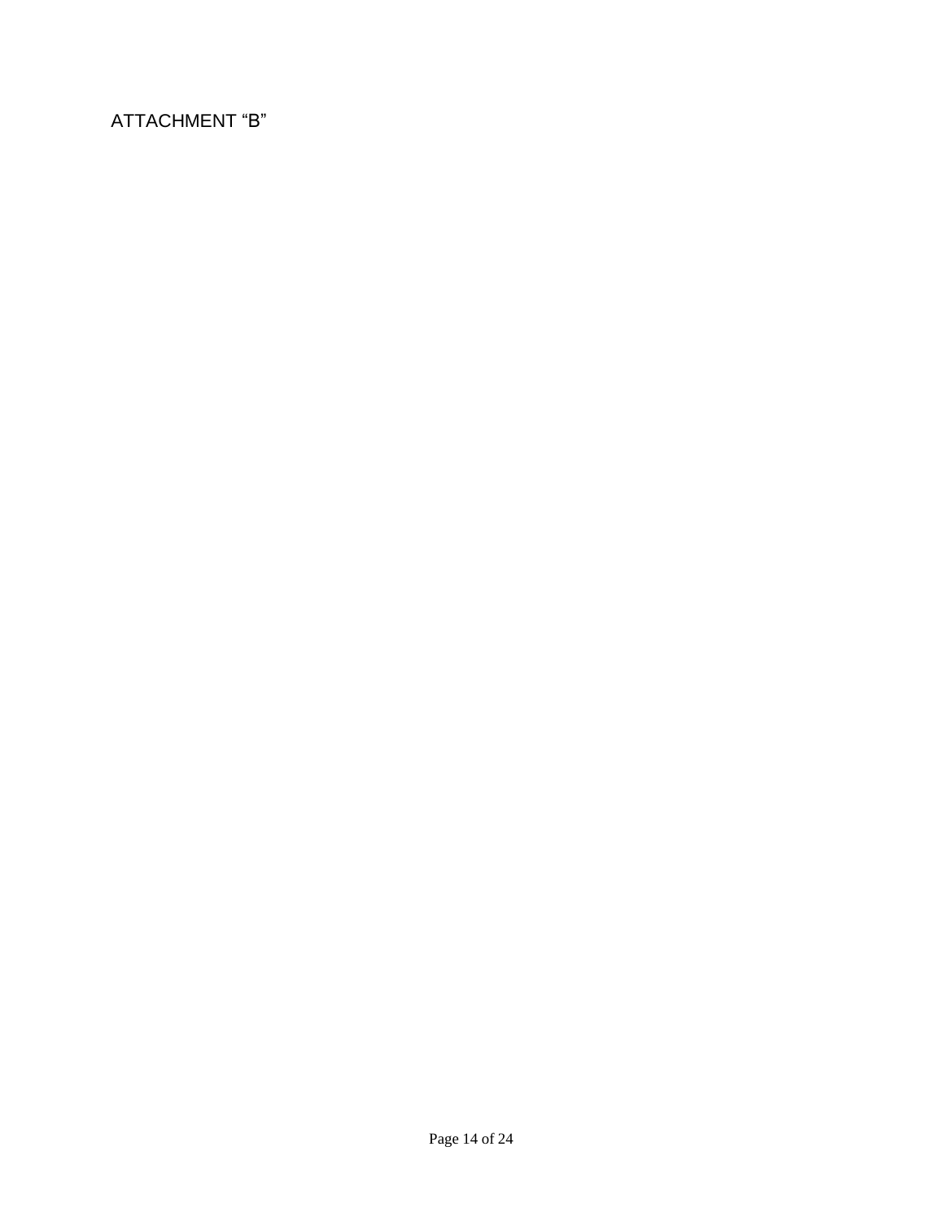ATTACHMENT “B”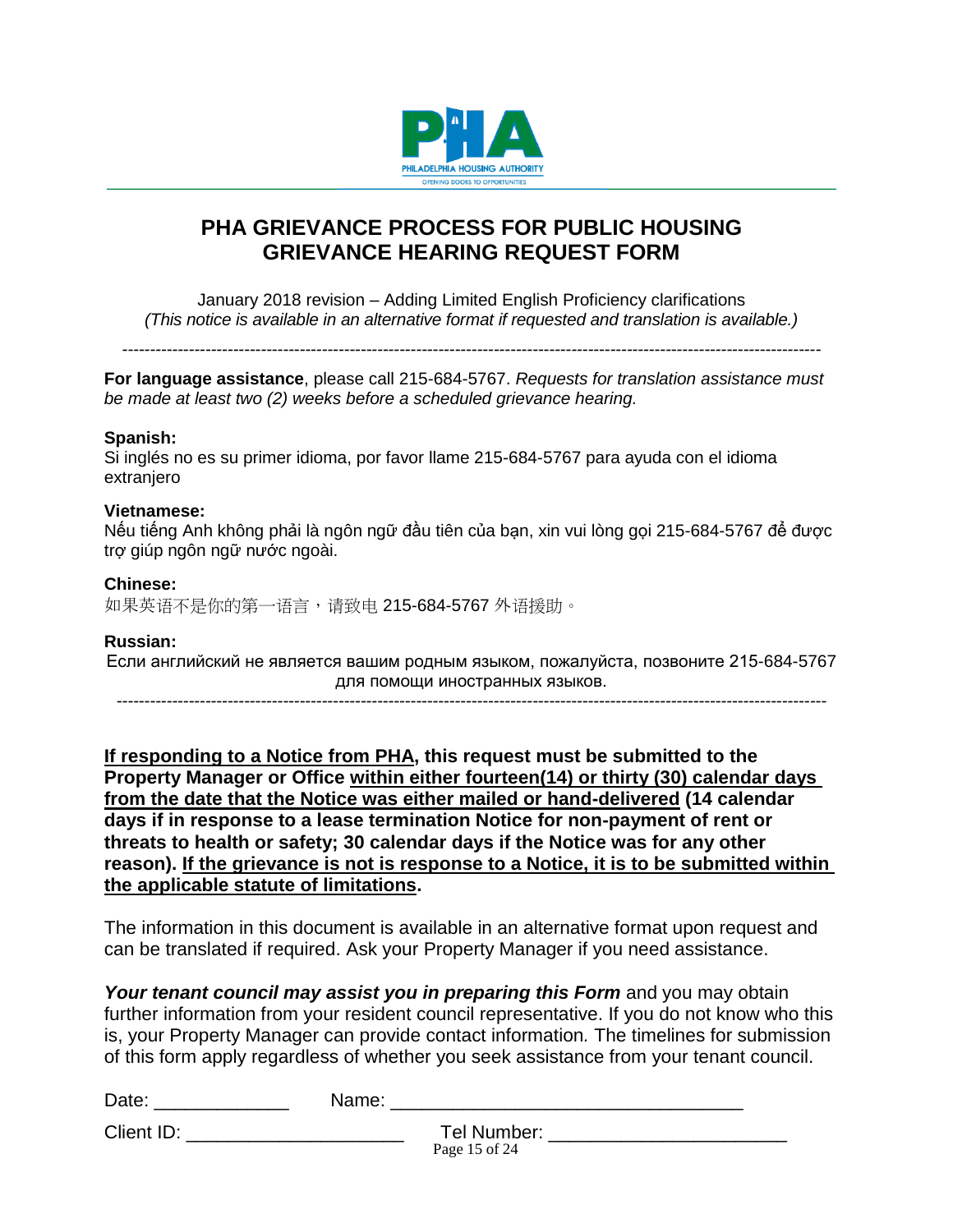PHILADELPHIA HOUSING AUTHORITY
OPENING DOORS TO OPPORTUNITIES

# PHA GRIEVANCE PROCESS FOR PUBLIC HOUSING GRIEVANCE HEARING REQUEST FORM

January 2018 revision – Adding Limited English Proficiency clarifications
*(This notice is available in an alternative format if requested and translation is available.)*

---

**For language assistance**, please call 215-684-5767. *Requests for translation assistance must be made at least two (2) weeks before a scheduled grievance hearing.*

**Spanish:**
Si inglés no es su primer idioma, por favor llame 215-684-5767 para ayuda con el idioma extranjero

**Vietnamese:**
Nếu tiếng Anh không phải là ngôn ngữ đầu tiên của bạn, xin vui lòng gọi 215-684-5767 để được trợ giúp ngôn ngữ nước ngoài.

**Chinese:**
如果英语不是你的第一语言，请致电 215-684-5767 外语援助。

**Russian:**
Если английский не является вашим родным языком, пожалуйста, позвоните 215-684-5767 для помощи иностранных языков.

---

**<u>If responding to a Notice from PHA</u>, this request must be submitted to the Property Manager or Office <u>within either fourteen(14) or thirty (30) calendar days from the date that the Notice was either mailed or hand-delivered</u> (14 calendar days if in response to a lease termination Notice for non-payment of rent or threats to health or safety; 30 calendar days if the Notice was for any other reason). <u>If the grievance is not is response to a Notice, it is to be submitted within the applicable statute of limitations</u>.**

The information in this document is available in an alternative format upon request and can be translated if required. Ask your Property Manager if you need assistance.

***Your tenant council may assist you in preparing this Form*** and you may obtain further information from your resident council representative. If you do not know who this is, your Property Manager can provide contact information. The timelines for submission of this form apply regardless of whether you seek assistance from your tenant council.

Date: _____________ Name: __________________________________

Client ID: ____________________ Tel Number: ______________________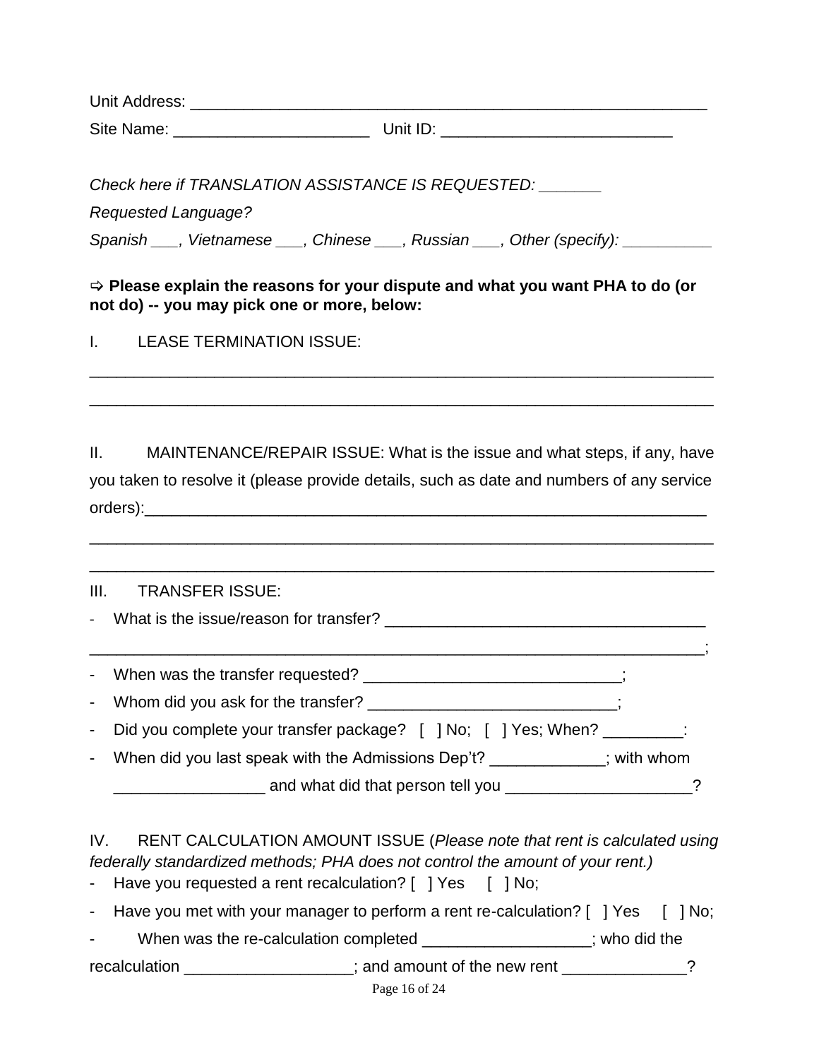Unit Address: ___________________________________________________________

Site Name: _____________________ Unit ID: _________________________

*Check here if TRANSLATION ASSISTANCE IS REQUESTED: _______*

*Requested Language?*

*Spanish ___, Vietnamese ___, Chinese ___, Russian ___, Other (specify): __________*

⇨ **Please explain the reasons for your dispute and what you want PHA to do (or not do) -- you may pick one or more, below:**

I. LEASE TERMINATION ISSUE:

_____________________________________________________________________

_____________________________________________________________________

II. MAINTENANCE/REPAIR ISSUE: What is the issue and what steps, if any, have you taken to resolve it (please provide details, such as date and numbers of any service orders):_________________________________________________________________

_____________________________________________________________________

_____________________________________________________________________

III. TRANSFER ISSUE:

- What is the issue/reason for transfer? ___________________________________

_____________________________________________________________________;

- When was the transfer requested? ____________________________;
- Whom did you ask for the transfer? ___________________________;
- Did you complete your transfer package? [ ] No; [ ] Yes; When? _________:
- When did you last speak with the Admissions Dep't? _____________; with whom _________________ and what did that person tell you _____________________?

IV. RENT CALCULATION AMOUNT ISSUE (*Please note that rent is calculated using federally standardized methods; PHA does not control the amount of your rent.)*

- Have you requested a rent recalculation? [ ] Yes [ ] No;
- Have you met with your manager to perform a rent re-calculation? [ ] Yes [ ] No;
- When was the re-calculation completed __________________; who did the recalculation __________________; and amount of the new rent ______________?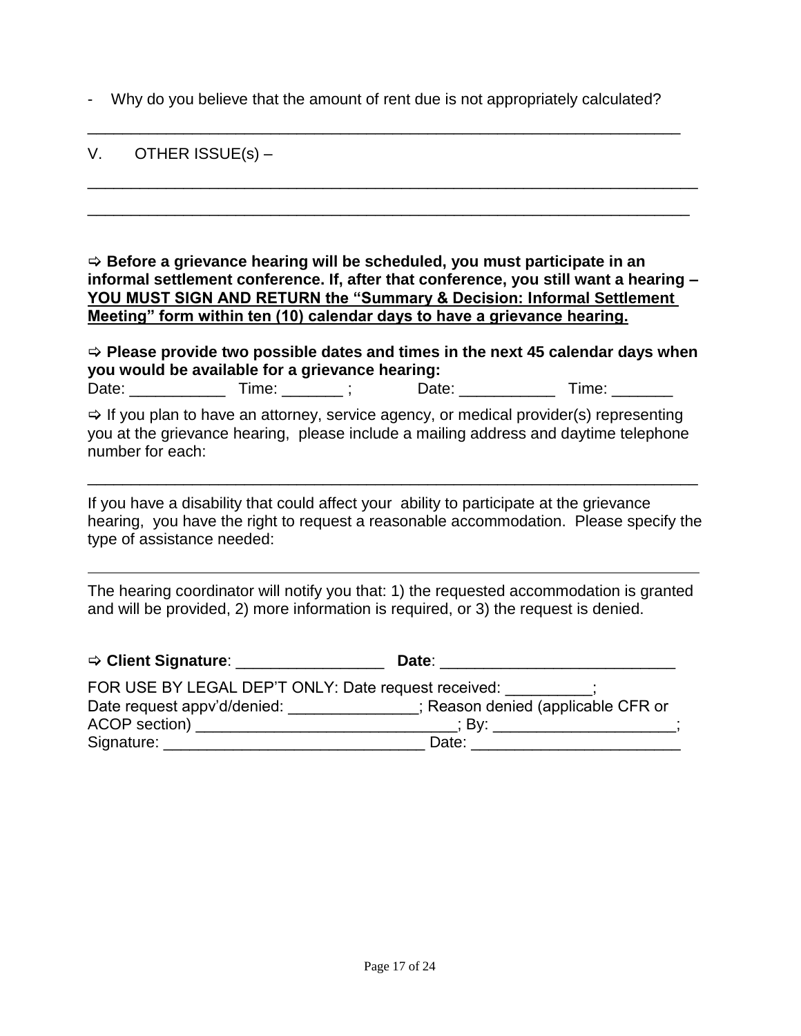- Why do you believe that the amount of rent due is not appropriately calculated?

_______________________________________________________________________

V. OTHER ISSUE(s) –

_______________________________________________________________________

_______________________________________________________________________

⇨ **Before a grievance hearing will be scheduled, you must participate in an informal settlement conference. If, after that conference, you still want a hearing – <u>YOU MUST SIGN AND RETURN the "Summary & Decision: Informal Settlement Meeting" form within ten (10) calendar days to have a grievance hearing.</u>**

⇨ **Please provide two possible dates and times in the next 45 calendar days when you would be available for a grievance hearing:**

Date: ___________ Time: _______ ; Date: ___________ Time: _______

⇨ If you plan to have an attorney, service agency, or medical provider(s) representing you at the grievance hearing, please include a mailing address and daytime telephone number for each:

_______________________________________________________________________

If you have a disability that could affect your ability to participate at the grievance hearing, you have the right to request a reasonable accommodation. Please specify the type of assistance needed:

_______________________________________________________________________

The hearing coordinator will notify you that: 1) the requested accommodation is granted and will be provided, 2) more information is required, or 3) the request is denied.

⇨ **Client Signature**: _________________ **Date**: ___________________________

FOR USE BY LEGAL DEP'T ONLY: Date request received: __________;
Date request appv'd/denied: _______________; Reason denied (applicable CFR or ACOP section) ______________________________; By: _____________________;
Signature: ______________________________ Date: ________________________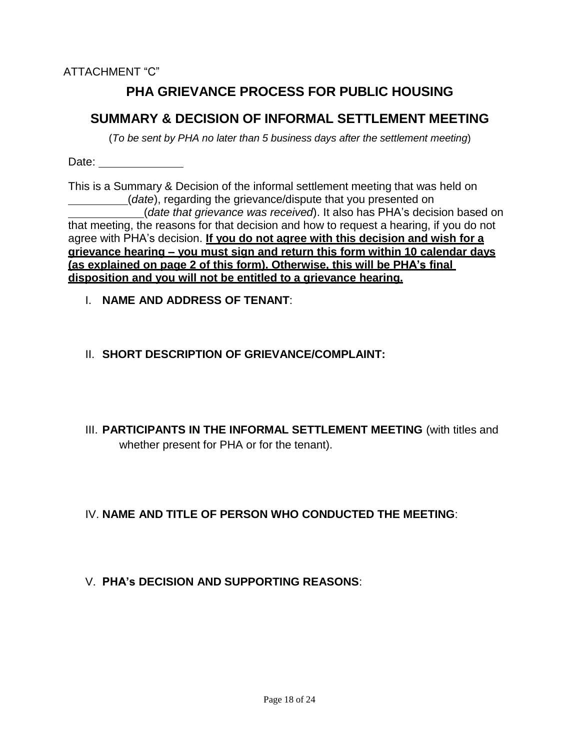ATTACHMENT "C"

# PHA GRIEVANCE PROCESS FOR PUBLIC HOUSING

## SUMMARY & DECISION OF INFORMAL SETTLEMENT MEETING

(*To be sent by PHA no later than 5 business days after the settlement meeting*)

Date: ______________

This is a Summary & Decision of the informal settlement meeting that was held on __________(*date*), regarding the grievance/dispute that you presented on ____________(*date that grievance was received*). It also has PHA's decision based on that meeting, the reasons for that decision and how to request a hearing, if you do not agree with PHA's decision. **<u>If you do not agree with this decision and wish for a grievance hearing – you must sign and return this form within 10 calendar days (as explained on page 2 of this form). Otherwise, this will be PHA's final disposition and you will not be entitled to a grievance hearing.</u>**

I. **NAME AND ADDRESS OF TENANT**:

II. **SHORT DESCRIPTION OF GRIEVANCE/COMPLAINT:**

III. **PARTICIPANTS IN THE INFORMAL SETTLEMENT MEETING** (with titles and whether present for PHA or for the tenant).

IV. **NAME AND TITLE OF PERSON WHO CONDUCTED THE MEETING**:

V. **PHA's DECISION AND SUPPORTING REASONS**: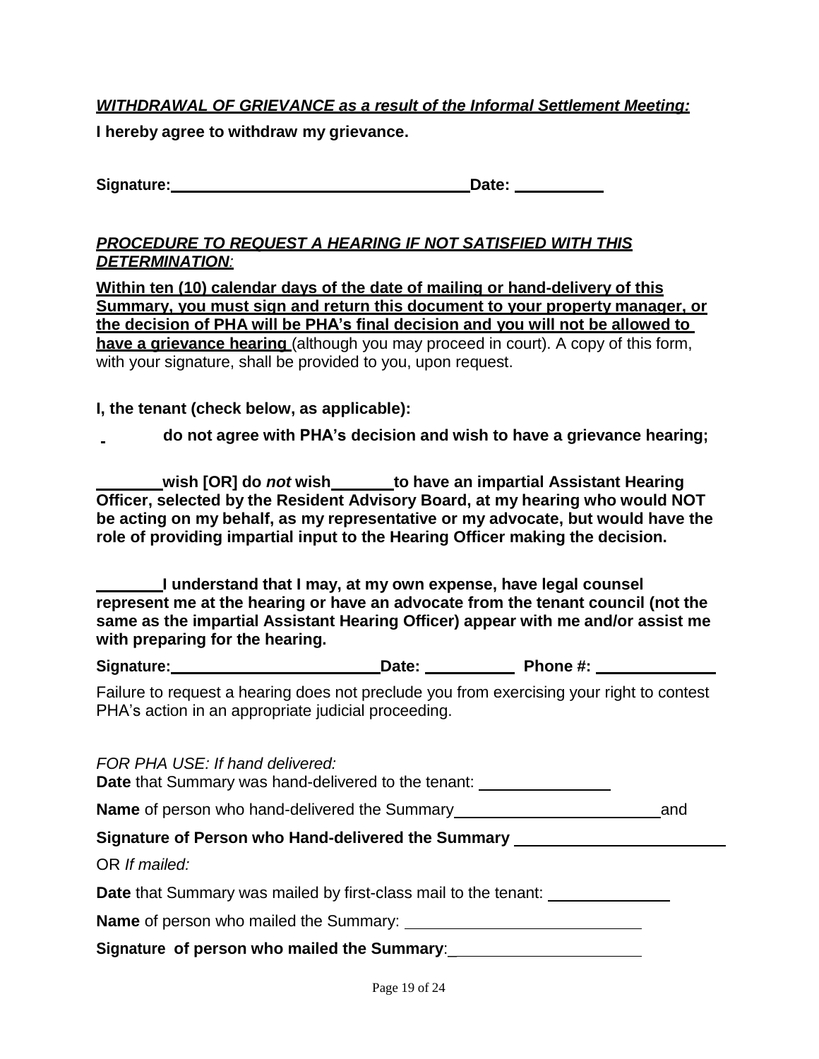***WITHDRAWAL OF GRIEVANCE as a result of the Informal Settlement Meeting:***

**I hereby agree to withdraw my grievance.**

**Signature:** ____________________________________ **Date:** __________

***PROCEDURE TO REQUEST A HEARING IF NOT SATISFIED WITH THIS DETERMINATION:***

**Within ten (10) calendar days of the date of mailing or hand-delivery of this Summary, you must sign and return this document to your property manager, or the decision of PHA will be PHA's final decision and you will not be allowed to have a grievance hearing** (although you may proceed in court). A copy of this form, with your signature, shall be provided to you, upon request.

**I, the tenant (check below, as applicable):**

_ **do not agree with PHA's decision and wish to have a grievance hearing;**

________ **wish [OR] do *not* wish** _______ **to have an impartial Assistant Hearing Officer, selected by the Resident Advisory Board, at my hearing who would NOT be acting on my behalf, as my representative or my advocate, but would have the role of providing impartial input to the Hearing Officer making the decision.**

________ **I understand that I may, at my own expense, have legal counsel represent me at the hearing or have an advocate from the tenant council (not the same as the impartial Assistant Hearing Officer) appear with me and/or assist me with preparing for the hearing.**

**Signature:** ________________________ **Date:** __________ **Phone #:** ______________

Failure to request a hearing does not preclude you from exercising your right to contest PHA's action in an appropriate judicial proceeding.

*FOR PHA USE: If hand delivered:*

**Date** that Summary was hand-delivered to the tenant: _______________

**Name** of person who hand-delivered the Summary ________________________ and

**Signature of Person who Hand-delivered the Summary** ________________________

OR *If mailed:*

**Date** that Summary was mailed by first-class mail to the tenant: ______________

**Name** of person who mailed the Summary: ____________________________

**Signature of person who mailed the Summary**:______________________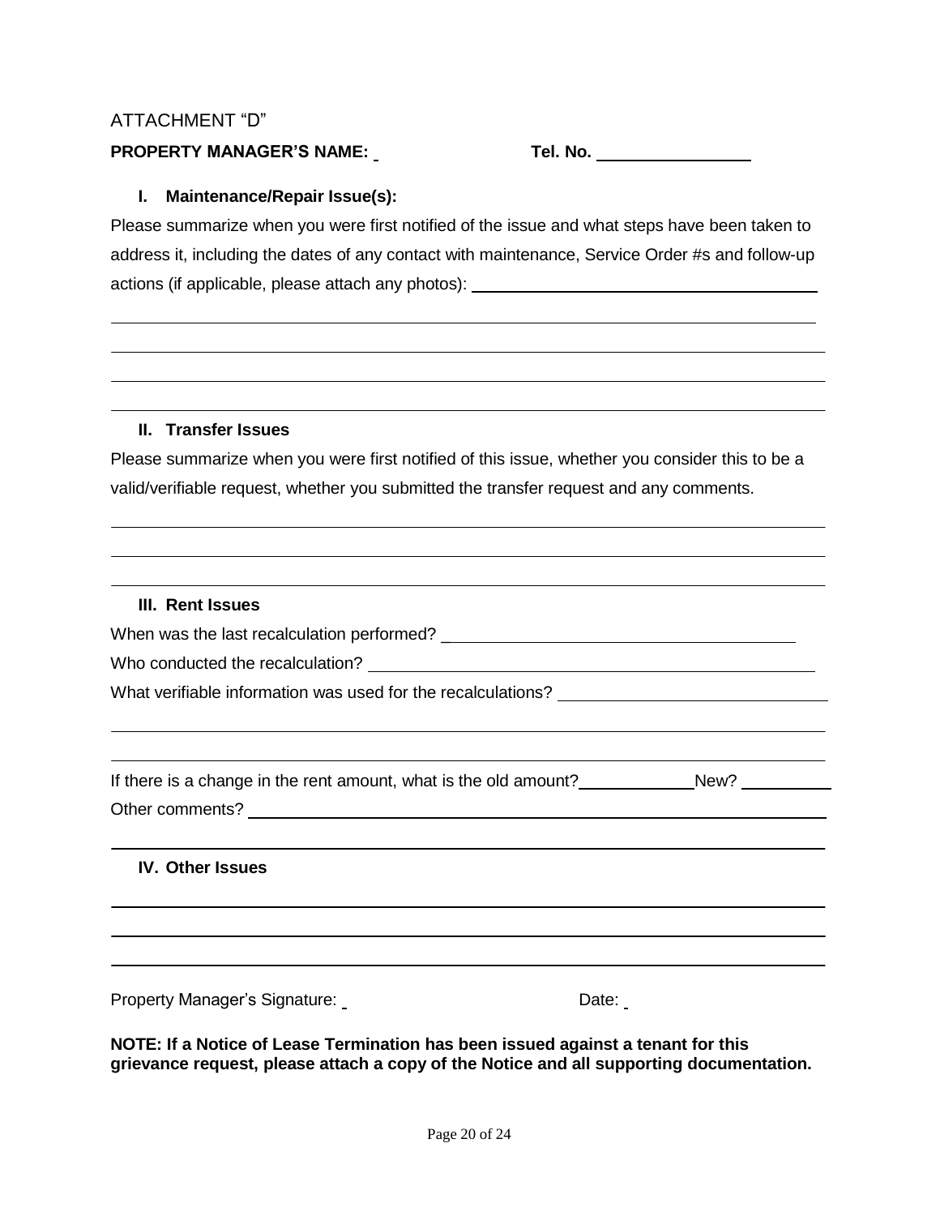ATTACHMENT "D"

**PROPERTY MANAGER'S NAME:** \_\_\_\_\_\_\_\_\_\_ **Tel. No.** \_\_\_\_\_\_\_\_\_\_\_\_\_\_\_\_

**I. Maintenance/Repair Issue(s):**

Please summarize when you were first notified of the issue and what steps have been taken to address it, including the dates of any contact with maintenance, Service Order #s and follow-up actions (if applicable, please attach any photos): \_\_\_\_\_\_\_\_\_\_\_\_\_\_\_\_\_\_\_\_\_\_\_\_\_\_\_\_\_\_\_\_\_\_\_\_\_\_

\_\_\_\_\_\_\_\_\_\_\_\_\_\_\_\_\_\_\_\_\_\_\_\_\_\_\_\_\_\_\_\_\_\_\_\_\_\_\_\_\_\_\_\_\_\_\_\_\_\_\_\_\_\_\_\_\_\_\_\_\_\_\_\_\_\_\_\_\_\_\_\_\_\_\_\_\_\_

\_\_\_\_\_\_\_\_\_\_\_\_\_\_\_\_\_\_\_\_\_\_\_\_\_\_\_\_\_\_\_\_\_\_\_\_\_\_\_\_\_\_\_\_\_\_\_\_\_\_\_\_\_\_\_\_\_\_\_\_\_\_\_\_\_\_\_\_\_\_\_\_\_\_\_\_\_\_

\_\_\_\_\_\_\_\_\_\_\_\_\_\_\_\_\_\_\_\_\_\_\_\_\_\_\_\_\_\_\_\_\_\_\_\_\_\_\_\_\_\_\_\_\_\_\_\_\_\_\_\_\_\_\_\_\_\_\_\_\_\_\_\_\_\_\_\_\_\_\_\_\_\_\_\_\_\_

\_\_\_\_\_\_\_\_\_\_\_\_\_\_\_\_\_\_\_\_\_\_\_\_\_\_\_\_\_\_\_\_\_\_\_\_\_\_\_\_\_\_\_\_\_\_\_\_\_\_\_\_\_\_\_\_\_\_\_\_\_\_\_\_\_\_\_\_\_\_\_\_\_\_\_\_\_\_

**II. Transfer Issues**

Please summarize when you were first notified of this issue, whether you consider this to be a valid/verifiable request, whether you submitted the transfer request and any comments.

\_\_\_\_\_\_\_\_\_\_\_\_\_\_\_\_\_\_\_\_\_\_\_\_\_\_\_\_\_\_\_\_\_\_\_\_\_\_\_\_\_\_\_\_\_\_\_\_\_\_\_\_\_\_\_\_\_\_\_\_\_\_\_\_\_\_\_\_\_\_\_\_\_\_\_\_\_\_

\_\_\_\_\_\_\_\_\_\_\_\_\_\_\_\_\_\_\_\_\_\_\_\_\_\_\_\_\_\_\_\_\_\_\_\_\_\_\_\_\_\_\_\_\_\_\_\_\_\_\_\_\_\_\_\_\_\_\_\_\_\_\_\_\_\_\_\_\_\_\_\_\_\_\_\_\_\_

\_\_\_\_\_\_\_\_\_\_\_\_\_\_\_\_\_\_\_\_\_\_\_\_\_\_\_\_\_\_\_\_\_\_\_\_\_\_\_\_\_\_\_\_\_\_\_\_\_\_\_\_\_\_\_\_\_\_\_\_\_\_\_\_\_\_\_\_\_\_\_\_\_\_\_\_\_\_

**III. Rent Issues**

When was the last recalculation performed? \_\_\_\_\_\_\_\_\_\_\_\_\_\_\_\_\_\_\_\_\_\_\_\_\_\_\_\_\_\_\_\_\_\_\_\_\_\_\_\_

Who conducted the recalculation? \_\_\_\_\_\_\_\_\_\_\_\_\_\_\_\_\_\_\_\_\_\_\_\_\_\_\_\_\_\_\_\_\_\_\_\_\_\_\_\_\_\_\_\_\_\_\_\_\_\_

What verifiable information was used for the recalculations? \_\_\_\_\_\_\_\_\_\_\_\_\_\_\_\_\_\_\_\_\_\_\_\_\_\_\_\_\_\_

\_\_\_\_\_\_\_\_\_\_\_\_\_\_\_\_\_\_\_\_\_\_\_\_\_\_\_\_\_\_\_\_\_\_\_\_\_\_\_\_\_\_\_\_\_\_\_\_\_\_\_\_\_\_\_\_\_\_\_\_\_\_\_\_\_\_\_\_\_\_\_\_\_\_\_\_\_\_

\_\_\_\_\_\_\_\_\_\_\_\_\_\_\_\_\_\_\_\_\_\_\_\_\_\_\_\_\_\_\_\_\_\_\_\_\_\_\_\_\_\_\_\_\_\_\_\_\_\_\_\_\_\_\_\_\_\_\_\_\_\_\_\_\_\_\_\_\_\_\_\_\_\_\_\_\_\_

If there is a change in the rent amount, what is the old amount? \_\_\_\_\_\_\_\_\_\_\_\_\_ New? \_\_\_\_\_\_\_\_\_\_\_

Other comments? \_\_\_\_\_\_\_\_\_\_\_\_\_\_\_\_\_\_\_\_\_\_\_\_\_\_\_\_\_\_\_\_\_\_\_\_\_\_\_\_\_\_\_\_\_\_\_\_\_\_\_\_\_\_\_\_\_\_\_\_\_\_\_\_

\_\_\_\_\_\_\_\_\_\_\_\_\_\_\_\_\_\_\_\_\_\_\_\_\_\_\_\_\_\_\_\_\_\_\_\_\_\_\_\_\_\_\_\_\_\_\_\_\_\_\_\_\_\_\_\_\_\_\_\_\_\_\_\_\_\_\_\_\_\_\_\_\_\_\_\_\_\_

**IV. Other Issues**

\_\_\_\_\_\_\_\_\_\_\_\_\_\_\_\_\_\_\_\_\_\_\_\_\_\_\_\_\_\_\_\_\_\_\_\_\_\_\_\_\_\_\_\_\_\_\_\_\_\_\_\_\_\_\_\_\_\_\_\_\_\_\_\_\_\_\_\_\_\_\_\_\_\_\_\_\_\_

\_\_\_\_\_\_\_\_\_\_\_\_\_\_\_\_\_\_\_\_\_\_\_\_\_\_\_\_\_\_\_\_\_\_\_\_\_\_\_\_\_\_\_\_\_\_\_\_\_\_\_\_\_\_\_\_\_\_\_\_\_\_\_\_\_\_\_\_\_\_\_\_\_\_\_\_\_\_

\_\_\_\_\_\_\_\_\_\_\_\_\_\_\_\_\_\_\_\_\_\_\_\_\_\_\_\_\_\_\_\_\_\_\_\_\_\_\_\_\_\_\_\_\_\_\_\_\_\_\_\_\_\_\_\_\_\_\_\_\_\_\_\_\_\_\_\_\_\_\_\_\_\_\_\_\_\_

Property Manager's Signature: \_\_\_\_\_\_\_\_\_\_ Date: \_\_\_\_\_\_\_\_\_\_

**NOTE: If a Notice of Lease Termination has been issued against a tenant for this grievance request, please attach a copy of the Notice and all supporting documentation.**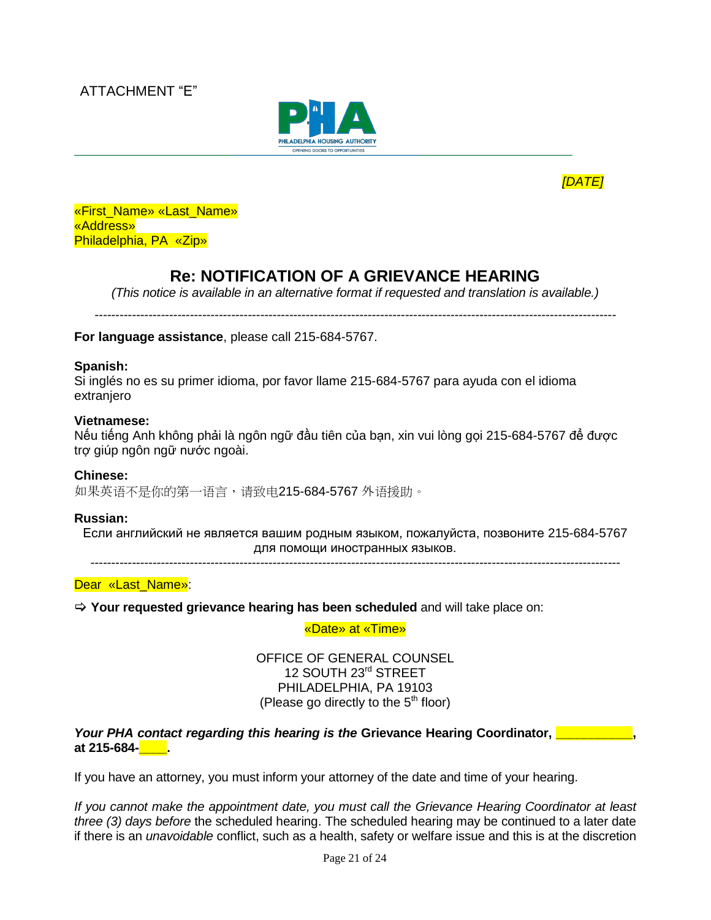ATTACHMENT "E"

PHA
PHILADELPHIA HOUSING AUTHORITY
OPENING DOORS TO OPPORTUNITIES

*[DATE]*

«First_Name» «Last_Name»
«Address»
Philadelphia, PA «Zip»

## Re: NOTIFICATION OF A GRIEVANCE HEARING

*(This notice is available in an alternative format if requested and translation is available.)*

---

**For language assistance**, please call 215-684-5767.

**Spanish:**
Si inglés no es su primer idioma, por favor llame 215-684-5767 para ayuda con el idioma extranjero

**Vietnamese:**
Nếu tiếng Anh không phải là ngôn ngữ đầu tiên của bạn, xin vui lòng gọi 215-684-5767 để được trợ giúp ngôn ngữ nước ngoài.

**Chinese:**
如果英语不是你的第一语言，请致电215-684-5767 外语援助。

**Russian:**
Если английский не является вашим родным языком, пожалуйста, позвоните 215-684-5767 для помощи иностранных языков.

---

Dear «Last_Name»:

⇨ **Your requested grievance hearing has been scheduled** and will take place on:

«Date» at «Time»

OFFICE OF GENERAL COUNSEL
12 SOUTH 23rd STREET
PHILADELPHIA, PA 19103
(Please go directly to the 5th floor)

***Your PHA contact regarding this hearing is the* Grievance Hearing Coordinator, __________, at 215-684-____.**

If you have an attorney, you must inform your attorney of the date and time of your hearing.

*If you cannot make the appointment date, you must call the Grievance Hearing Coordinator at least three (3) days before* the scheduled hearing. The scheduled hearing may be continued to a later date if there is an *unavoidable* conflict, such as a health, safety or welfare issue and this is at the discretion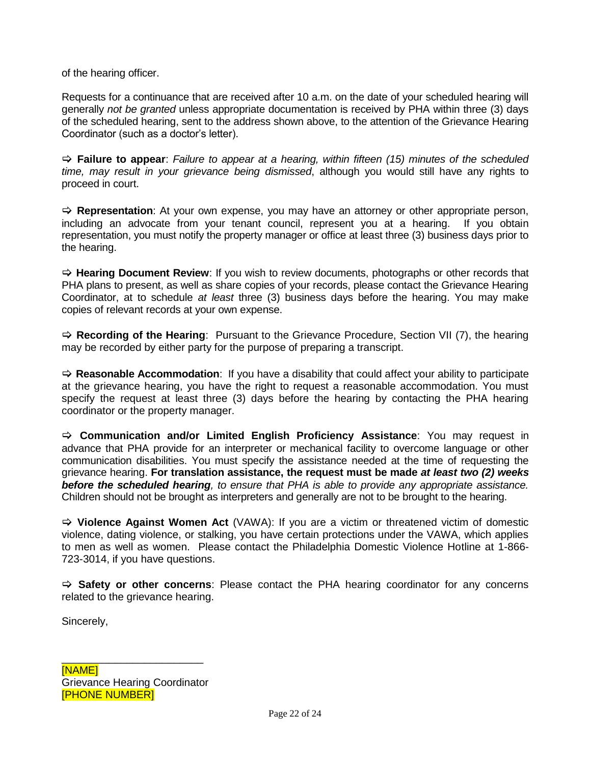of the hearing officer.

Requests for a continuance that are received after 10 a.m. on the date of your scheduled hearing will generally *not be granted* unless appropriate documentation is received by PHA within three (3) days of the scheduled hearing, sent to the address shown above, to the attention of the Grievance Hearing Coordinator (such as a doctor's letter).

⇨ **Failure to appear**: *Failure to appear at a hearing, within fifteen (15) minutes of the scheduled time, may result in your grievance being dismissed*, although you would still have any rights to proceed in court.

⇨ **Representation**: At your own expense, you may have an attorney or other appropriate person, including an advocate from your tenant council, represent you at a hearing. If you obtain representation, you must notify the property manager or office at least three (3) business days prior to the hearing.

⇨ **Hearing Document Review**: If you wish to review documents, photographs or other records that PHA plans to present, as well as share copies of your records, please contact the Grievance Hearing Coordinator, at to schedule *at least* three (3) business days before the hearing. You may make copies of relevant records at your own expense.

⇨ **Recording of the Hearing**: Pursuant to the Grievance Procedure, Section VII (7), the hearing may be recorded by either party for the purpose of preparing a transcript.

⇨ **Reasonable Accommodation**: If you have a disability that could affect your ability to participate at the grievance hearing, you have the right to request a reasonable accommodation. You must specify the request at least three (3) days before the hearing by contacting the PHA hearing coordinator or the property manager.

⇨ **Communication and/or Limited English Proficiency Assistance**: You may request in advance that PHA provide for an interpreter or mechanical facility to overcome language or other communication disabilities. You must specify the assistance needed at the time of requesting the grievance hearing. **For translation assistance, the request must be made *at least two (2) weeks before the scheduled hearing***, *to ensure that PHA is able to provide any appropriate assistance.* Children should not be brought as interpreters and generally are not to be brought to the hearing.

⇨ **Violence Against Women Act** (VAWA): If you are a victim or threatened victim of domestic violence, dating violence, or stalking, you have certain protections under the VAWA, which applies to men as well as women. Please contact the Philadelphia Domestic Violence Hotline at 1-866-723-3014, if you have questions.

⇨ **Safety or other concerns**: Please contact the PHA hearing coordinator for any concerns related to the grievance hearing.

Sincerely,

\_\_\_\_\_\_\_\_\_\_\_\_\_\_\_\_\_\_\_\_\_\_\_\_

[NAME]
Grievance Hearing Coordinator
[PHONE NUMBER]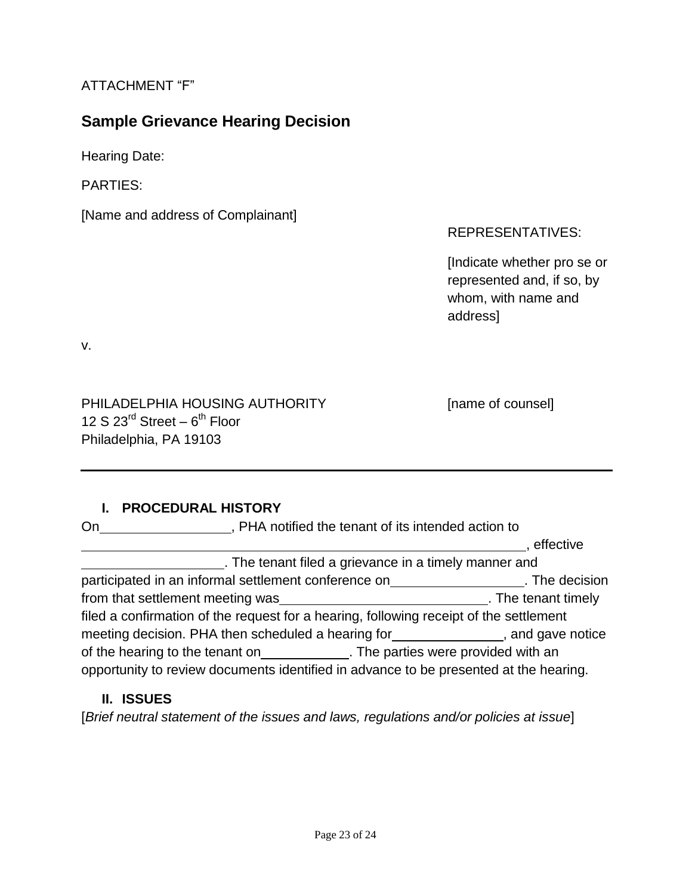ATTACHMENT "F"

## Sample Grievance Hearing Decision

Hearing Date:

PARTIES:

[Name and address of Complainant]

REPRESENTATIVES:

[Indicate whether pro se or represented and, if so, by whom, with name and address]

v.

PHILADELPHIA HOUSING AUTHORITY
12 S 23rd Street – 6th Floor
Philadelphia, PA 19103

[name of counsel]

---

### I. PROCEDURAL HISTORY

On\_\_\_\_\_\_\_\_\_\_\_\_\_\_\_\_\_\_, PHA notified the tenant of its intended action to \_\_\_\_\_\_\_\_\_\_\_\_\_\_\_\_\_\_\_\_\_\_\_\_\_\_\_\_\_\_\_\_\_\_\_\_\_\_\_\_\_\_\_\_\_\_\_\_\_\_\_\_\_\_\_\_\_\_\_\_, effective \_\_\_\_\_\_\_\_\_\_\_\_\_\_\_\_\_\_\_\_. The tenant filed a grievance in a timely manner and participated in an informal settlement conference on\_\_\_\_\_\_\_\_\_\_\_\_\_\_\_\_\_\_. The decision from that settlement meeting was\_\_\_\_\_\_\_\_\_\_\_\_\_\_\_\_\_\_\_\_\_\_\_\_\_\_\_\_\_\_. The tenant timely filed a confirmation of the request for a hearing, following receipt of the settlement meeting decision. PHA then scheduled a hearing for\_\_\_\_\_\_\_\_\_\_\_\_\_\_\_\_, and gave notice of the hearing to the tenant on\_\_\_\_\_\_\_\_\_\_\_\_\_. The parties were provided with an opportunity to review documents identified in advance to be presented at the hearing.

### II. ISSUES

[*Brief neutral statement of the issues and laws, regulations and/or policies at issue*]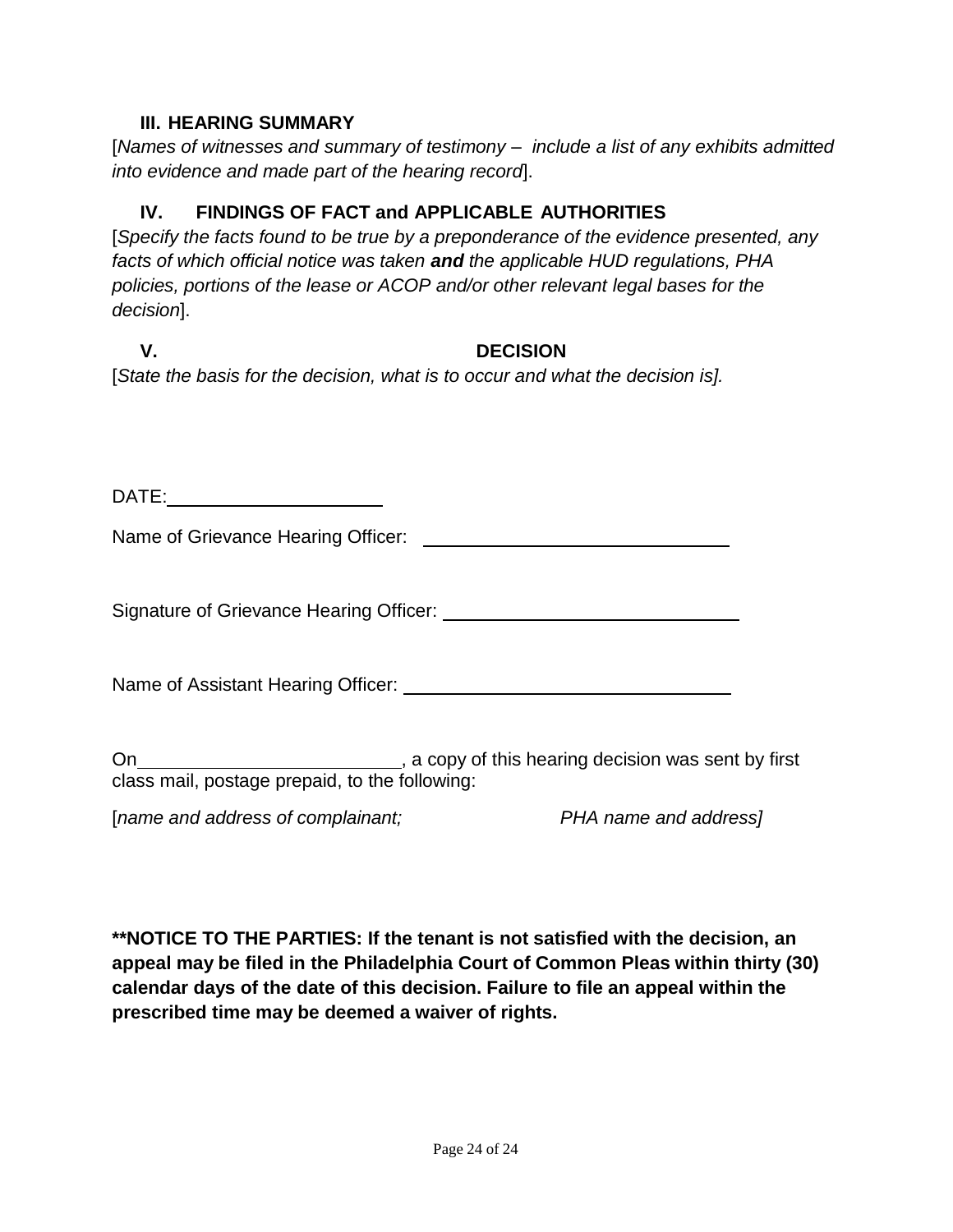### III. HEARING SUMMARY

[*Names of witnesses and summary of testimony – include a list of any exhibits admitted into evidence and made part of the hearing record*].

### IV. FINDINGS OF FACT and APPLICABLE AUTHORITIES

[*Specify the facts found to be true by a preponderance of the evidence presented, any facts of which official notice was taken* ***and*** *the applicable HUD regulations, PHA policies, portions of the lease or ACOP and/or other relevant legal bases for the decision*].

### V. DECISION

[*State the basis for the decision, what is to occur and what the decision is].*

DATE:_____________________

Name of Grievance Hearing Officer: ______________________________

Signature of Grievance Hearing Officer: ____________________________

Name of Assistant Hearing Officer: _______________________________

On_________________________, a copy of this hearing decision was sent by first class mail, postage prepaid, to the following:

[*name and address of complainant;* *PHA name and address]*

**\*\*NOTICE TO THE PARTIES: If the tenant is not satisfied with the decision, an appeal may be filed in the Philadelphia Court of Common Pleas within thirty (30) calendar days of the date of this decision. Failure to file an appeal within the prescribed time may be deemed a waiver of rights.**